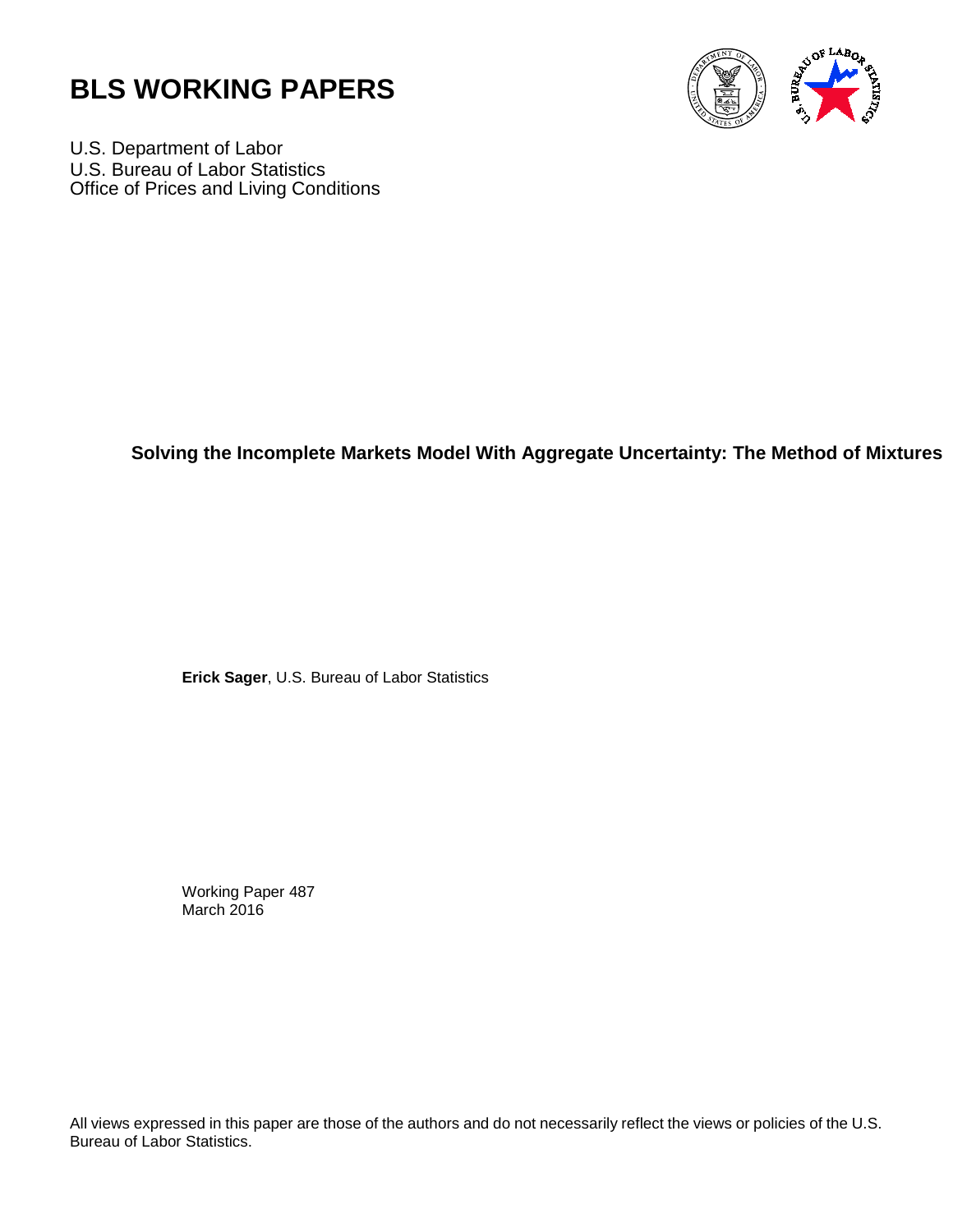# BLS WORKING PAPERS

U.S. Department of Labor
U.S. Bureau of Labor Statistics
Office of Prices and Living Conditions

**Solving the Incomplete Markets Model With Aggregate Uncertainty: The Method of Mixtures**

**Erick Sager**, U.S. Bureau of Labor Statistics

Working Paper 487
March 2016

All views expressed in this paper are those of the authors and do not necessarily reflect the views or policies of the U.S. Bureau of Labor Statistics.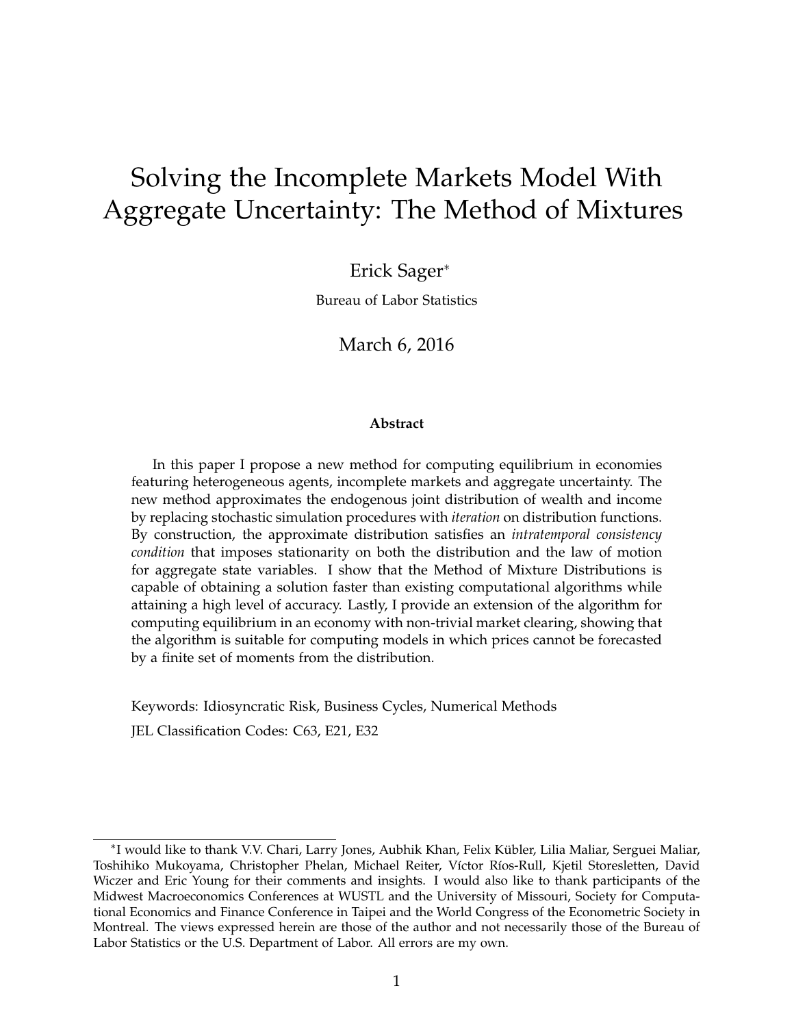# Solving the Incomplete Markets Model With Aggregate Uncertainty: The Method of Mixtures

Erick Sager*

Bureau of Labor Statistics

March 6, 2016

**Abstract**

In this paper I propose a new method for computing equilibrium in economies featuring heterogeneous agents, incomplete markets and aggregate uncertainty. The new method approximates the endogenous joint distribution of wealth and income by replacing stochastic simulation procedures with *iteration* on distribution functions. By construction, the approximate distribution satisfies an *intratemporal consistency condition* that imposes stationarity on both the distribution and the law of motion for aggregate state variables. I show that the Method of Mixture Distributions is capable of obtaining a solution faster than existing computational algorithms while attaining a high level of accuracy. Lastly, I provide an extension of the algorithm for computing equilibrium in an economy with non-trivial market clearing, showing that the algorithm is suitable for computing models in which prices cannot be forecasted by a finite set of moments from the distribution.

Keywords: Idiosyncratic Risk, Business Cycles, Numerical Methods

JEL Classification Codes: C63, E21, E32

---

*I would like to thank V.V. Chari, Larry Jones, Aubhik Khan, Felix Kübler, Lilia Maliar, Serguei Maliar, Toshihiko Mukoyama, Christopher Phelan, Michael Reiter, Víctor Ríos-Rull, Kjetil Storesletten, David Wiczer and Eric Young for their comments and insights. I would also like to thank participants of the Midwest Macroeconomics Conferences at WUSTL and the University of Missouri, Society for Computational Economics and Finance Conference in Taipei and the World Congress of the Econometric Society in Montreal. The views expressed herein are those of the author and not necessarily those of the Bureau of Labor Statistics or the U.S. Department of Labor. All errors are my own.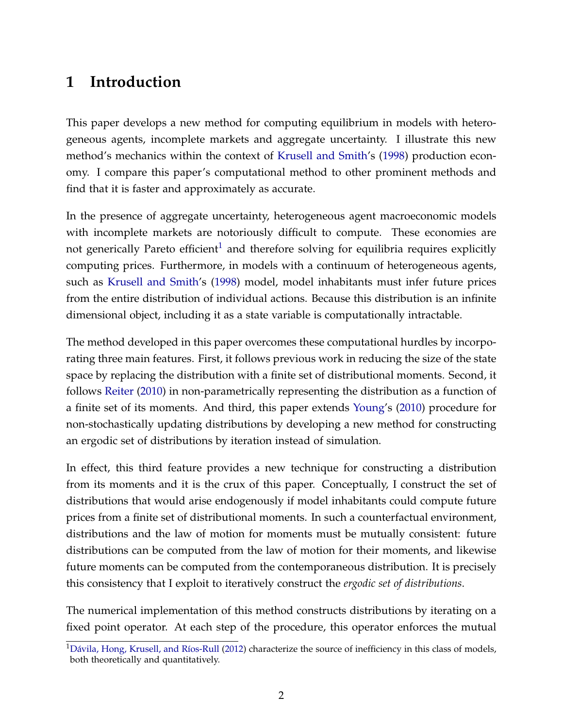# 1 Introduction

This paper develops a new method for computing equilibrium in models with heterogeneous agents, incomplete markets and aggregate uncertainty. I illustrate this new method's mechanics within the context of Krusell and Smith's (1998) production economy. I compare this paper's computational method to other prominent methods and find that it is faster and approximately as accurate.

In the presence of aggregate uncertainty, heterogeneous agent macroeconomic models with incomplete markets are notoriously difficult to compute. These economies are not generically Pareto efficient[1] and therefore solving for equilibria requires explicitly computing prices. Furthermore, in models with a continuum of heterogeneous agents, such as Krusell and Smith's (1998) model, model inhabitants must infer future prices from the entire distribution of individual actions. Because this distribution is an infinite dimensional object, including it as a state variable is computationally intractable.

The method developed in this paper overcomes these computational hurdles by incorporating three main features. First, it follows previous work in reducing the size of the state space by replacing the distribution with a finite set of distributional moments. Second, it follows Reiter (2010) in non-parametrically representing the distribution as a function of a finite set of its moments. And third, this paper extends Young's (2010) procedure for non-stochastically updating distributions by developing a new method for constructing an ergodic set of distributions by iteration instead of simulation.

In effect, this third feature provides a new technique for constructing a distribution from its moments and it is the crux of this paper. Conceptually, I construct the set of distributions that would arise endogenously if model inhabitants could compute future prices from a finite set of distributional moments. In such a counterfactual environment, distributions and the law of motion for moments must be mutually consistent: future distributions can be computed from the law of motion for their moments, and likewise future moments can be computed from the contemporaneous distribution. It is precisely this consistency that I exploit to iteratively construct the *ergodic set of distributions*.

The numerical implementation of this method constructs distributions by iterating on a fixed point operator. At each step of the procedure, this operator enforces the mutual

[1] Dávila, Hong, Krusell, and Ríos-Rull (2012) characterize the source of inefficiency in this class of models, both theoretically and quantitatively.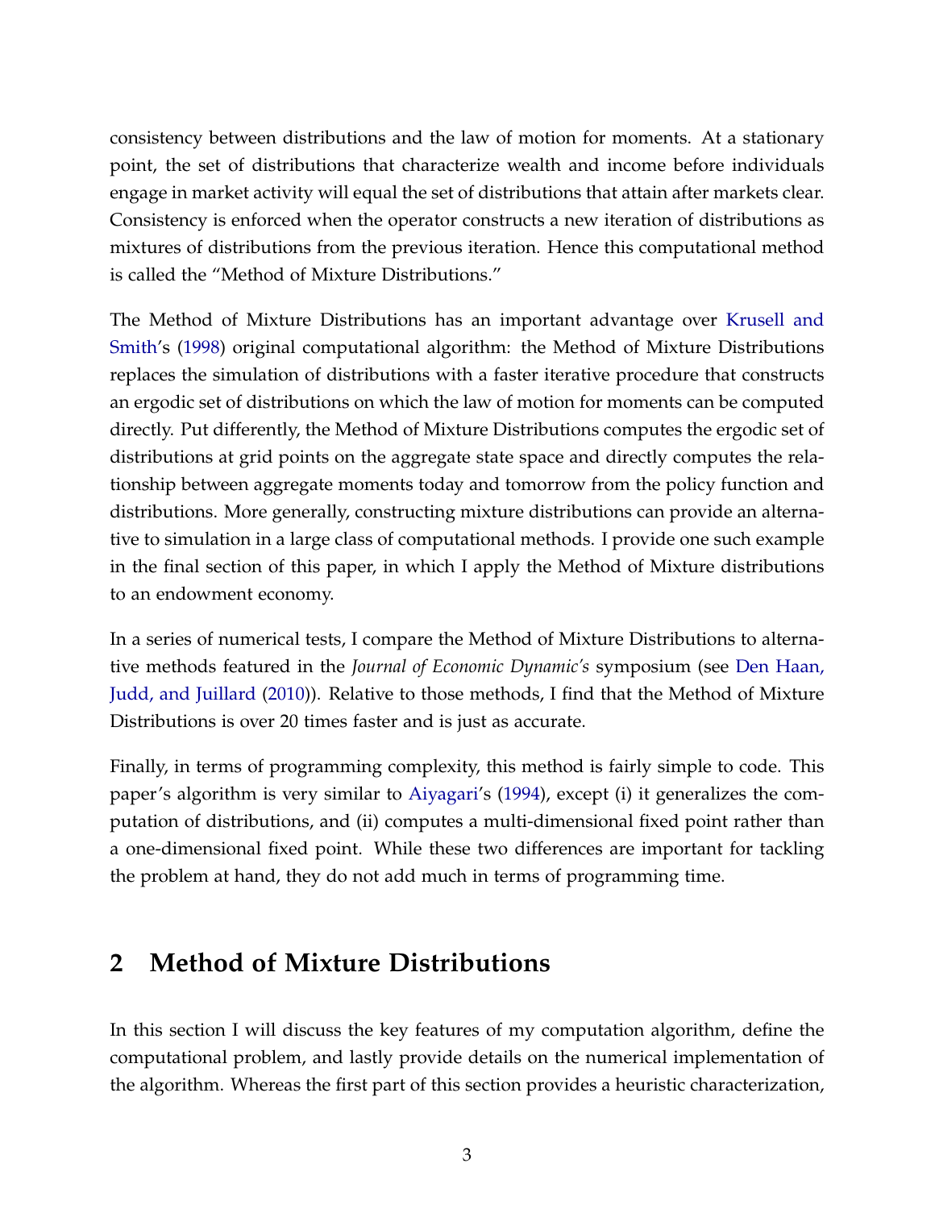consistency between distributions and the law of motion for moments. At a stationary point, the set of distributions that characterize wealth and income before individuals engage in market activity will equal the set of distributions that attain after markets clear. Consistency is enforced when the operator constructs a new iteration of distributions as mixtures of distributions from the previous iteration. Hence this computational method is called the "Method of Mixture Distributions."

The Method of Mixture Distributions has an important advantage over Krusell and Smith's (1998) original computational algorithm: the Method of Mixture Distributions replaces the simulation of distributions with a faster iterative procedure that constructs an ergodic set of distributions on which the law of motion for moments can be computed directly. Put differently, the Method of Mixture Distributions computes the ergodic set of distributions at grid points on the aggregate state space and directly computes the relationship between aggregate moments today and tomorrow from the policy function and distributions. More generally, constructing mixture distributions can provide an alternative to simulation in a large class of computational methods. I provide one such example in the final section of this paper, in which I apply the Method of Mixture distributions to an endowment economy.

In a series of numerical tests, I compare the Method of Mixture Distributions to alternative methods featured in the *Journal of Economic Dynamic's* symposium (see Den Haan, Judd, and Juillard (2010)). Relative to those methods, I find that the Method of Mixture Distributions is over 20 times faster and is just as accurate.

Finally, in terms of programming complexity, this method is fairly simple to code. This paper's algorithm is very similar to Aiyagari's (1994), except (i) it generalizes the computation of distributions, and (ii) computes a multi-dimensional fixed point rather than a one-dimensional fixed point. While these two differences are important for tackling the problem at hand, they do not add much in terms of programming time.

## 2 Method of Mixture Distributions

In this section I will discuss the key features of my computation algorithm, define the computational problem, and lastly provide details on the numerical implementation of the algorithm. Whereas the first part of this section provides a heuristic characterization,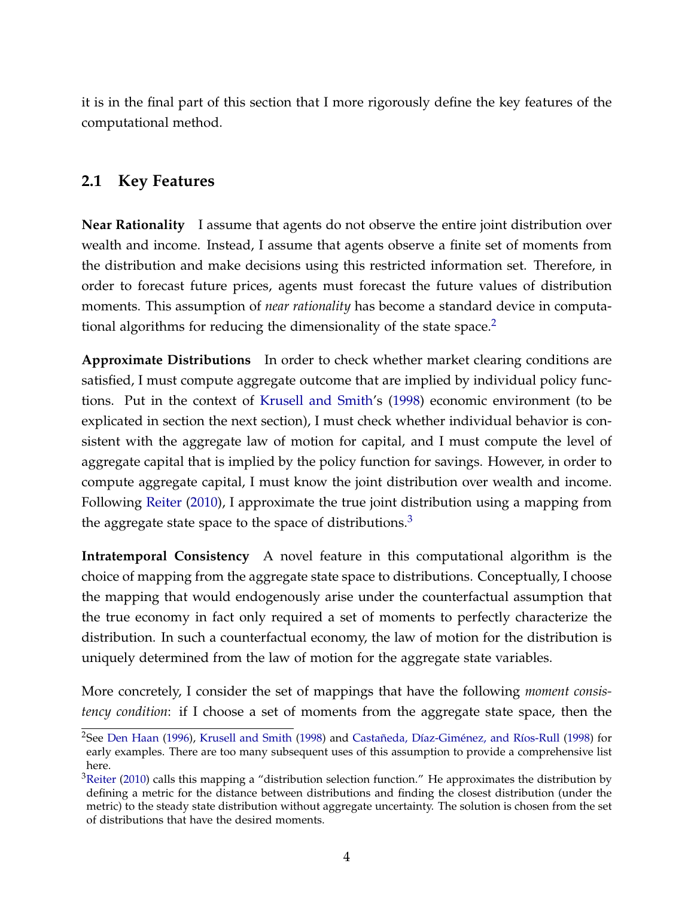it is in the final part of this section that I more rigorously define the key features of the computational method.

## 2.1 Key Features

**Near Rationality** I assume that agents do not observe the entire joint distribution over wealth and income. Instead, I assume that agents observe a finite set of moments from the distribution and make decisions using this restricted information set. Therefore, in order to forecast future prices, agents must forecast the future values of distribution moments. This assumption of *near rationality* has become a standard device in computational algorithms for reducing the dimensionality of the state space.[2]

**Approximate Distributions** In order to check whether market clearing conditions are satisfied, I must compute aggregate outcome that are implied by individual policy functions. Put in the context of Krusell and Smith's (1998) economic environment (to be explicated in section the next section), I must check whether individual behavior is consistent with the aggregate law of motion for capital, and I must compute the level of aggregate capital that is implied by the policy function for savings. However, in order to compute aggregate capital, I must know the joint distribution over wealth and income. Following Reiter (2010), I approximate the true joint distribution using a mapping from the aggregate state space to the space of distributions.[3]

**Intratemporal Consistency** A novel feature in this computational algorithm is the choice of mapping from the aggregate state space to distributions. Conceptually, I choose the mapping that would endogenously arise under the counterfactual assumption that the true economy in fact only required a set of moments to perfectly characterize the distribution. In such a counterfactual economy, the law of motion for the distribution is uniquely determined from the law of motion for the aggregate state variables.

More concretely, I consider the set of mappings that have the following *moment consistency condition*: if I choose a set of moments from the aggregate state space, then the

[2] See Den Haan (1996), Krusell and Smith (1998) and Castañeda, Díaz-Giménez, and Ríos-Rull (1998) for early examples. There are too many subsequent uses of this assumption to provide a comprehensive list here.

[3] Reiter (2010) calls this mapping a "distribution selection function." He approximates the distribution by defining a metric for the distance between distributions and finding the closest distribution (under the metric) to the steady state distribution without aggregate uncertainty. The solution is chosen from the set of distributions that have the desired moments.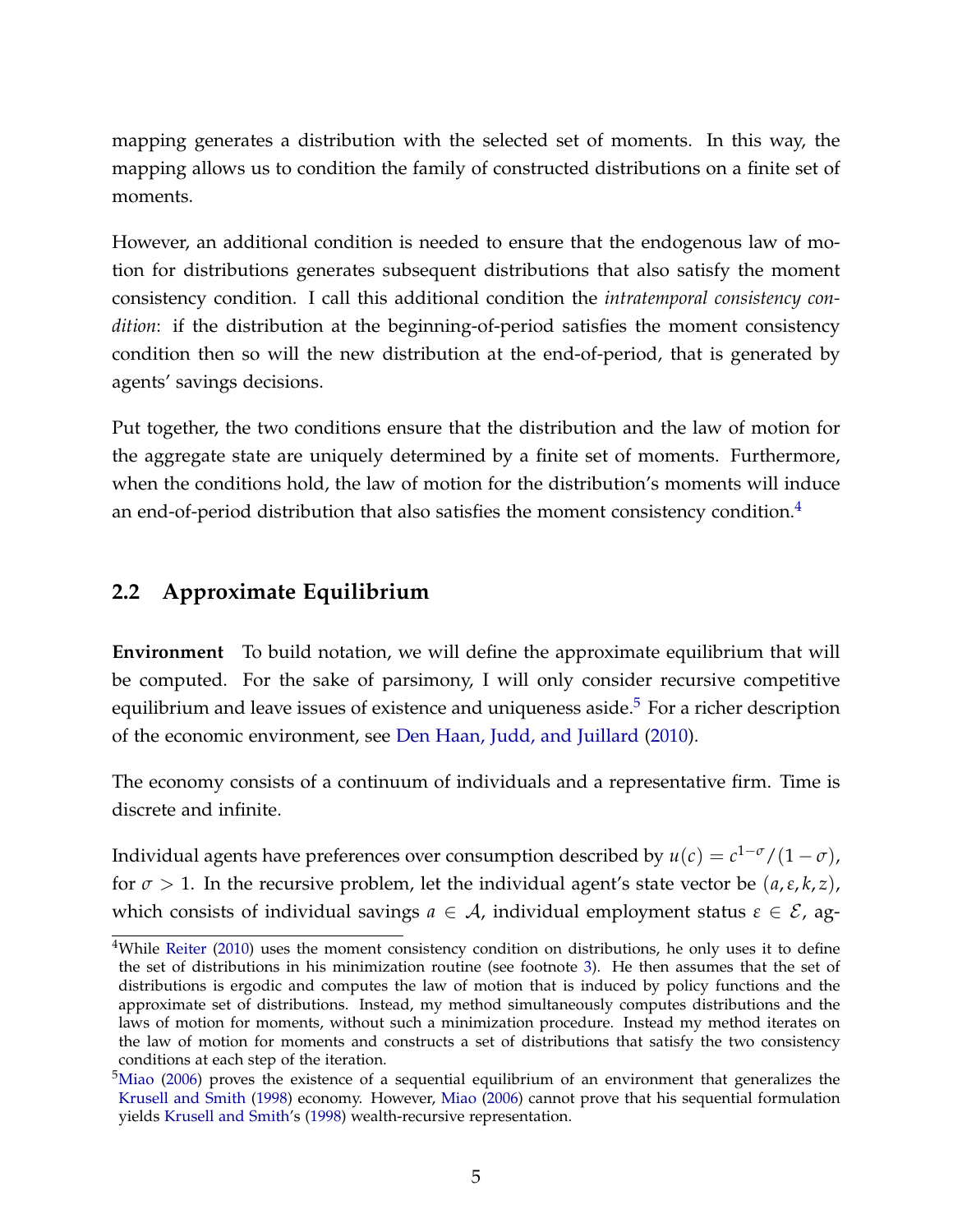mapping generates a distribution with the selected set of moments. In this way, the mapping allows us to condition the family of constructed distributions on a finite set of moments.

However, an additional condition is needed to ensure that the endogenous law of motion for distributions generates subsequent distributions that also satisfy the moment consistency condition. I call this additional condition the *intratemporal consistency condition*: if the distribution at the beginning-of-period satisfies the moment consistency condition then so will the new distribution at the end-of-period, that is generated by agents' savings decisions.

Put together, the two conditions ensure that the distribution and the law of motion for the aggregate state are uniquely determined by a finite set of moments. Furthermore, when the conditions hold, the law of motion for the distribution's moments will induce an end-of-period distribution that also satisfies the moment consistency condition.[4]

## 2.2 Approximate Equilibrium

**Environment** To build notation, we will define the approximate equilibrium that will be computed. For the sake of parsimony, I will only consider recursive competitive equilibrium and leave issues of existence and uniqueness aside.[5] For a richer description of the economic environment, see Den Haan, Judd, and Juillard (2010).

The economy consists of a continuum of individuals and a representative firm. Time is discrete and infinite.

Individual agents have preferences over consumption described by $u(c) = c^{1-\sigma}/(1-\sigma)$, for $\sigma > 1$. In the recursive problem, let the individual agent's state vector be $(a, \varepsilon, k, z)$, which consists of individual savings $a \in \mathcal{A}$, individual employment status $\varepsilon \in \mathcal{E}$, ag-

[4]While Reiter (2010) uses the moment consistency condition on distributions, he only uses it to define the set of distributions in his minimization routine (see footnote 3). He then assumes that the set of distributions is ergodic and computes the law of motion that is induced by policy functions and the approximate set of distributions. Instead, my method simultaneously computes distributions and the laws of motion for moments, without such a minimization procedure. Instead my method iterates on the law of motion for moments and constructs a set of distributions that satisfy the two consistency conditions at each step of the iteration.

[5]Miao (2006) proves the existence of a sequential equilibrium of an environment that generalizes the Krusell and Smith (1998) economy. However, Miao (2006) cannot prove that his sequential formulation yields Krusell and Smith's (1998) wealth-recursive representation.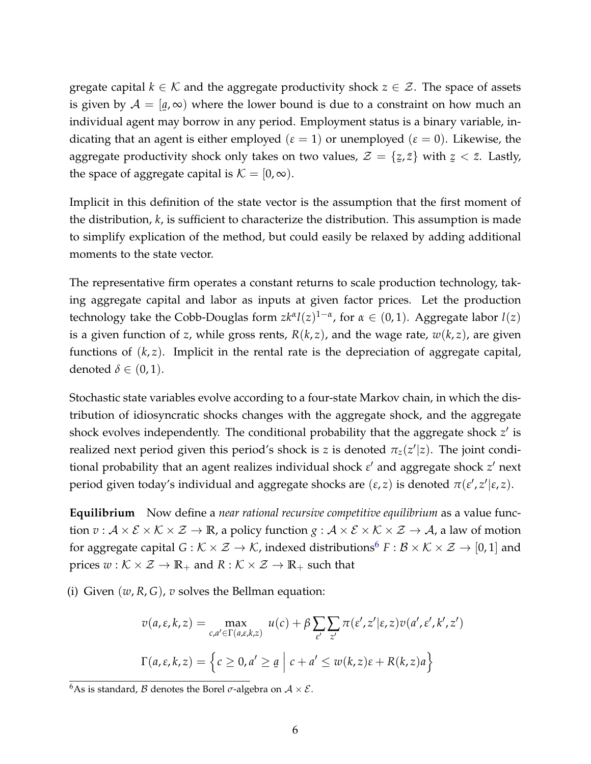gregate capital $k \in \mathcal{K}$ and the aggregate productivity shock $z \in \mathcal{Z}$. The space of assets is given by $\mathcal{A} = [\underline{a}, \infty)$ where the lower bound is due to a constraint on how much an individual agent may borrow in any period. Employment status is a binary variable, indicating that an agent is either employed ($\varepsilon = 1$) or unemployed ($\varepsilon = 0$). Likewise, the aggregate productivity shock only takes on two values, $\mathcal{Z} = \{\underline{z}, \bar{z}\}$ with $\underline{z} < \bar{z}$. Lastly, the space of aggregate capital is $\mathcal{K} = [0, \infty)$.

Implicit in this definition of the state vector is the assumption that the first moment of the distribution, $k$, is sufficient to characterize the distribution. This assumption is made to simplify explication of the method, but could easily be relaxed by adding additional moments to the state vector.

The representative firm operates a constant returns to scale production technology, taking aggregate capital and labor as inputs at given factor prices. Let the production technology take the Cobb-Douglas form $zk^{\alpha}l(z)^{1-\alpha}$, for $\alpha \in (0,1)$. Aggregate labor $l(z)$ is a given function of $z$, while gross rents, $R(k,z)$, and the wage rate, $w(k,z)$, are given functions of $(k,z)$. Implicit in the rental rate is the depreciation of aggregate capital, denoted $\delta \in (0,1)$.

Stochastic state variables evolve according to a four-state Markov chain, in which the distribution of idiosyncratic shocks changes with the aggregate shock, and the aggregate shock evolves independently. The conditional probability that the aggregate shock $z'$ is realized next period given this period's shock is $z$ is denoted $\pi_z(z'|z)$. The joint conditional probability that an agent realizes individual shock $\varepsilon'$ and aggregate shock $z'$ next period given today's individual and aggregate shocks are $(\varepsilon, z)$ is denoted $\pi(\varepsilon', z'|\varepsilon, z)$.

**Equilibrium** Now define a *near rational recursive competitive equilibrium* as a value function $v : \mathcal{A} \times \mathcal{E} \times \mathcal{K} \times \mathcal{Z} \to \mathbb{R}$, a policy function $g : \mathcal{A} \times \mathcal{E} \times \mathcal{K} \times \mathcal{Z} \to \mathcal{A}$, a law of motion for aggregate capital $G : \mathcal{K} \times \mathcal{Z} \to \mathcal{K}$, indexed distributions[6] $F : \mathcal{B} \times \mathcal{K} \times \mathcal{Z} \to [0,1]$ and prices $w : \mathcal{K} \times \mathcal{Z} \to \mathbb{R}_+$ and $R : \mathcal{K} \times \mathcal{Z} \to \mathbb{R}_+$ such that

(i) Given $(w, R, G)$, $v$ solves the Bellman equation:

$$v(a, \varepsilon, k, z) = \max_{c, a' \in \Gamma(a, \varepsilon, k, z)} u(c) + \beta \sum_{\varepsilon'} \sum_{z'} \pi(\varepsilon', z'|\varepsilon, z) v(a', \varepsilon', k', z')$$

$$\Gamma(a, \varepsilon, k, z) = \left\{ c \geq 0, a' \geq \underline{a} \;\middle|\; c + a' \leq w(k,z)\varepsilon + R(k,z)a \right\}$$

[6] As is standard, $\mathcal{B}$ denotes the Borel $\sigma$-algebra on $\mathcal{A} \times \mathcal{E}$.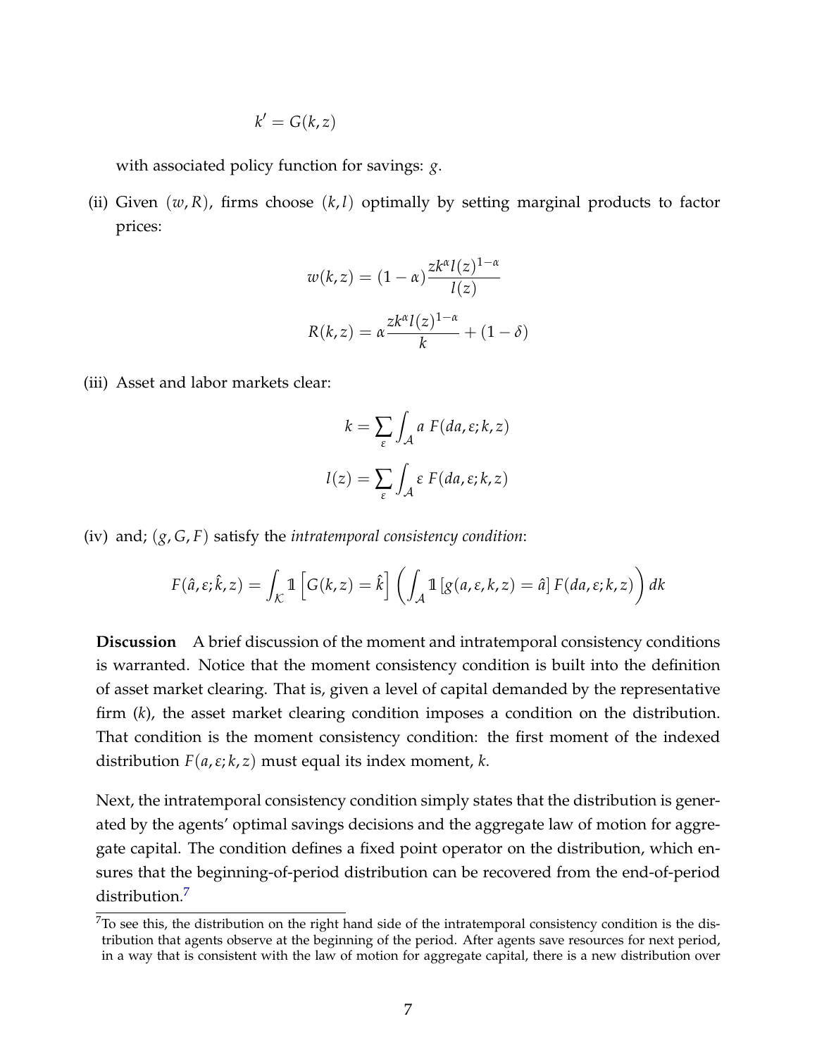$$k' = G(k,z)$$

with associated policy function for savings: $g$.

(ii) Given $(w, R)$, firms choose $(k, l)$ optimally by setting marginal products to factor prices:

$$w(k,z) = (1-\alpha)\frac{zk^{\alpha}l(z)^{1-\alpha}}{l(z)}$$

$$R(k,z) = \alpha\frac{zk^{\alpha}l(z)^{1-\alpha}}{k} + (1-\delta)$$

(iii) Asset and labor markets clear:

$$k = \sum_{\varepsilon}\int_{\mathcal{A}} a \; F(da, \varepsilon; k, z)$$

$$l(z) = \sum_{\varepsilon}\int_{\mathcal{A}} \varepsilon \; F(da, \varepsilon; k, z)$$

(iv) and; $(g, G, F)$ satisfy the *intratemporal consistency condition*:

$$F(\hat{a}, \varepsilon; \hat{k}, z) = \int_{\mathcal{K}} \mathbb{1}\left[G(k,z) = \hat{k}\right]\left(\int_{\mathcal{A}} \mathbb{1}\left[g(a,\varepsilon,k,z) = \hat{a}\right] F(da, \varepsilon; k, z)\right) dk$$

**Discussion** A brief discussion of the moment and intratemporal consistency conditions is warranted. Notice that the moment consistency condition is built into the definition of asset market clearing. That is, given a level of capital demanded by the representative firm ($k$), the asset market clearing condition imposes a condition on the distribution. That condition is the moment consistency condition: the first moment of the indexed distribution $F(a, \varepsilon; k, z)$ must equal its index moment, $k$.

Next, the intratemporal consistency condition simply states that the distribution is generated by the agents' optimal savings decisions and the aggregate law of motion for aggregate capital. The condition defines a fixed point operator on the distribution, which ensures that the beginning-of-period distribution can be recovered from the end-of-period distribution.[7]

[7] To see this, the distribution on the right hand side of the intratemporal consistency condition is the distribution that agents observe at the beginning of the period. After agents save resources for next period, in a way that is consistent with the law of motion for aggregate capital, there is a new distribution over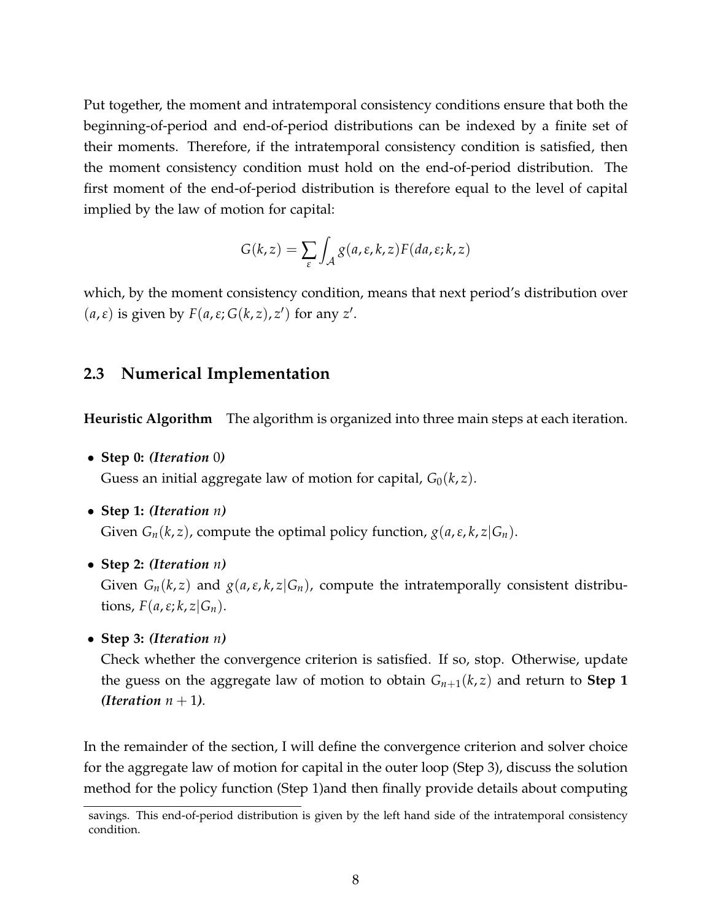Put together, the moment and intratemporal consistency conditions ensure that both the beginning-of-period and end-of-period distributions can be indexed by a finite set of their moments. Therefore, if the intratemporal consistency condition is satisfied, then the moment consistency condition must hold on the end-of-period distribution. The first moment of the end-of-period distribution is therefore equal to the level of capital implied by the law of motion for capital:

$$G(k,z) = \sum_{\varepsilon} \int_{\mathcal{A}} g(a,\varepsilon,k,z) F(da,\varepsilon;k,z)$$

which, by the moment consistency condition, means that next period's distribution over $(a,\varepsilon)$ is given by $F(a,\varepsilon;G(k,z),z')$ for any $z'$.

## 2.3 Numerical Implementation

**Heuristic Algorithm** The algorithm is organized into three main steps at each iteration.

- **Step 0:** ***(Iteration*** $0$***)***
  Guess an initial aggregate law of motion for capital, $G_0(k,z)$.
- **Step 1:** ***(Iteration*** $n$***)***
  Given $G_n(k,z)$, compute the optimal policy function, $g(a,\varepsilon,k,z|G_n)$.
- **Step 2:** ***(Iteration*** $n$***)***
  Given $G_n(k,z)$ and $g(a,\varepsilon,k,z|G_n)$, compute the intratemporally consistent distributions, $F(a,\varepsilon;k,z|G_n)$.
- **Step 3:** ***(Iteration*** $n$***)***
  Check whether the convergence criterion is satisfied. If so, stop. Otherwise, update the guess on the aggregate law of motion to obtain $G_{n+1}(k,z)$ and return to **Step 1** ***(Iteration*** $n+1$***)***.

In the remainder of the section, I will define the convergence criterion and solver choice for the aggregate law of motion for capital in the outer loop (Step 3), discuss the solution method for the policy function (Step 1)and then finally provide details about computing

savings. This end-of-period distribution is given by the left hand side of the intratemporal consistency condition.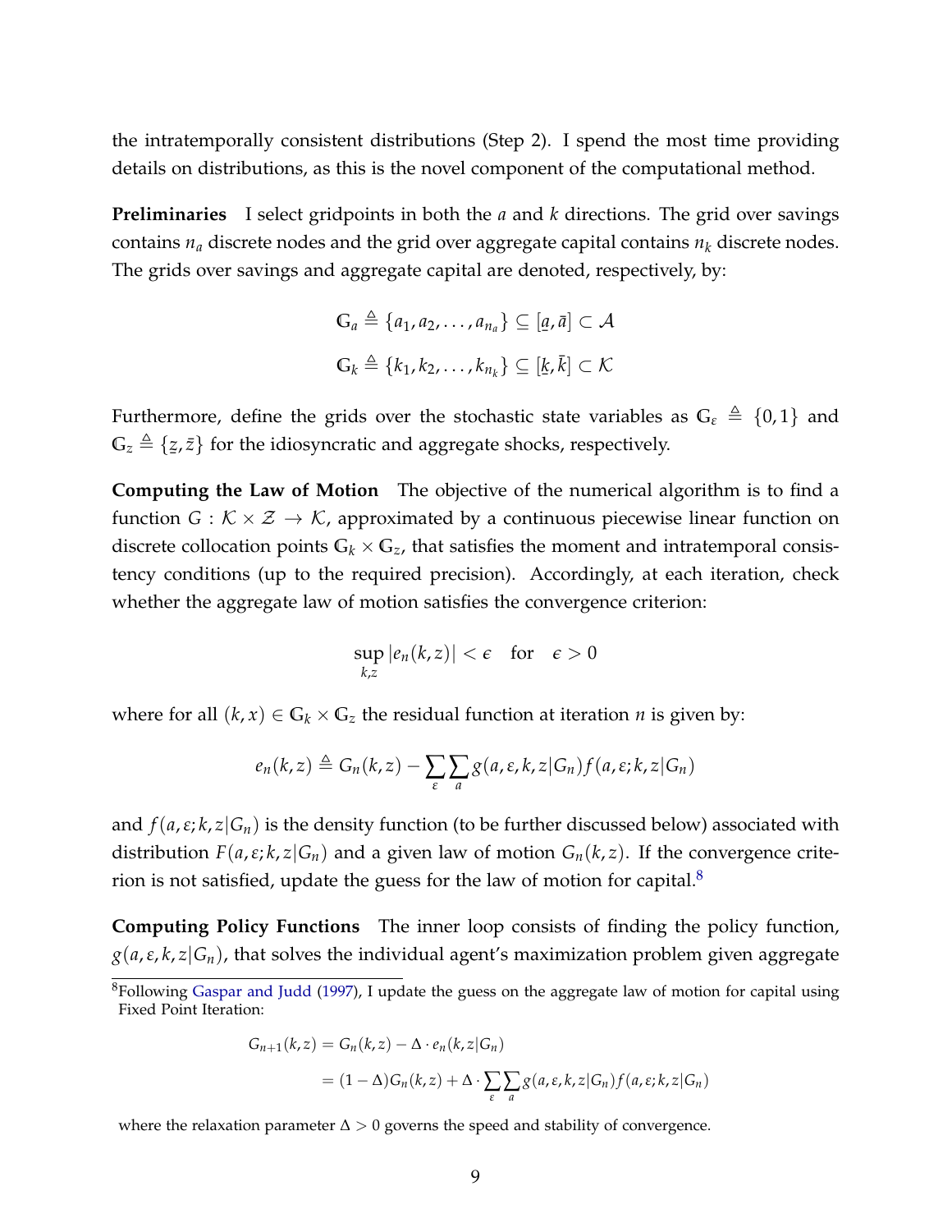the intratemporally consistent distributions (Step 2). I spend the most time providing details on distributions, as this is the novel component of the computational method.

**Preliminaries** I select gridpoints in both the $a$ and $k$ directions. The grid over savings contains $n_a$ discrete nodes and the grid over aggregate capital contains $n_k$ discrete nodes. The grids over savings and aggregate capital are denoted, respectively, by:

$$\mathbb{G}_a \triangleq \{a_1, a_2, \ldots, a_{n_a}\} \subseteq [\underline{a}, \bar{a}] \subset \mathcal{A}$$

$$\mathbb{G}_k \triangleq \{k_1, k_2, \ldots, k_{n_k}\} \subseteq [\underline{k}, \bar{k}] \subset \mathcal{K}$$

Furthermore, define the grids over the stochastic state variables as $\mathbb{G}_\varepsilon \triangleq \{0, 1\}$ and $\mathbb{G}_z \triangleq \{\underline{z}, \bar{z}\}$ for the idiosyncratic and aggregate shocks, respectively.

**Computing the Law of Motion** The objective of the numerical algorithm is to find a function $G : \mathcal{K} \times \mathcal{Z} \to \mathcal{K}$, approximated by a continuous piecewise linear function on discrete collocation points $\mathbb{G}_k \times \mathbb{G}_z$, that satisfies the moment and intratemporal consistency conditions (up to the required precision). Accordingly, at each iteration, check whether the aggregate law of motion satisfies the convergence criterion:

$$\sup_{k,z} |e_n(k,z)| < \epsilon \quad \text{for} \quad \epsilon > 0$$

where for all $(k, x) \in \mathbb{G}_k \times \mathbb{G}_z$ the residual function at iteration $n$ is given by:

$$e_n(k,z) \triangleq G_n(k,z) - \sum_{\varepsilon} \sum_{a} g(a, \varepsilon, k, z | G_n) f(a, \varepsilon; k, z | G_n)$$

and $f(a, \varepsilon; k, z | G_n)$ is the density function (to be further discussed below) associated with distribution $F(a, \varepsilon; k, z | G_n)$ and a given law of motion $G_n(k,z)$. If the convergence criterion is not satisfied, update the guess for the law of motion for capital.[8]

**Computing Policy Functions** The inner loop consists of finding the policy function, $g(a, \varepsilon, k, z | G_n)$, that solves the individual agent's maximization problem given aggregate

[8]Following Gaspar and Judd (1997), I update the guess on the aggregate law of motion for capital using Fixed Point Iteration:

$$\begin{aligned} G_{n+1}(k,z) &= G_n(k,z) - \Delta \cdot e_n(k,z|G_n) \\ &= (1-\Delta) G_n(k,z) + \Delta \cdot \sum_{\varepsilon} \sum_{a} g(a, \varepsilon, k, z | G_n) f(a, \varepsilon; k, z | G_n) \end{aligned}$$

where the relaxation parameter $\Delta > 0$ governs the speed and stability of convergence.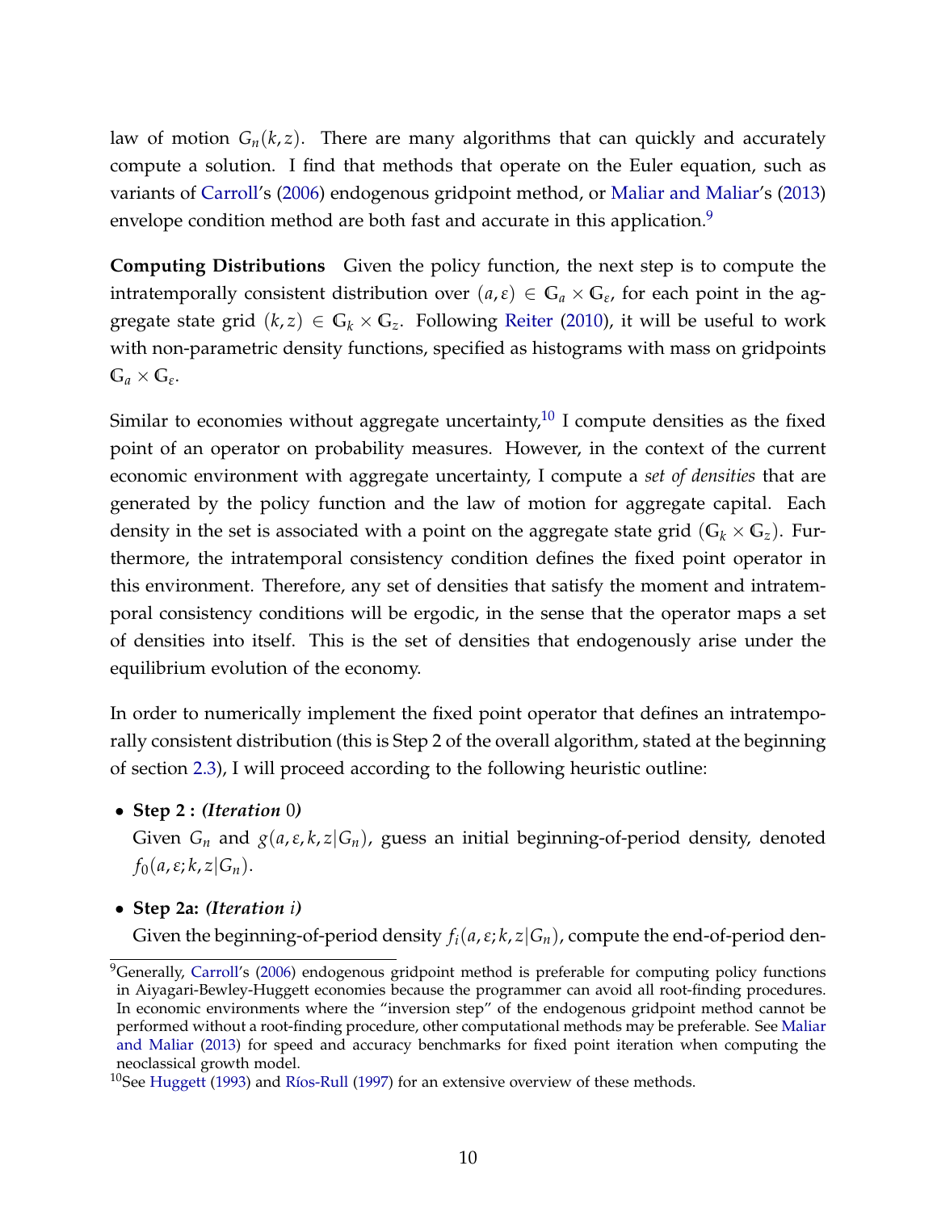law of motion $G_n(k,z)$. There are many algorithms that can quickly and accurately compute a solution. I find that methods that operate on the Euler equation, such as variants of Carroll's (2006) endogenous gridpoint method, or Maliar and Maliar's (2013) envelope condition method are both fast and accurate in this application.[9]

**Computing Distributions** Given the policy function, the next step is to compute the intratemporally consistent distribution over $(a, \varepsilon) \in \mathbb{G}_a \times \mathbb{G}_\varepsilon$, for each point in the aggregate state grid $(k,z) \in \mathbb{G}_k \times \mathbb{G}_z$. Following Reiter (2010), it will be useful to work with non-parametric density functions, specified as histograms with mass on gridpoints $\mathbb{G}_a \times \mathbb{G}_\varepsilon$.

Similar to economies without aggregate uncertainty,[10] I compute densities as the fixed point of an operator on probability measures. However, in the context of the current economic environment with aggregate uncertainty, I compute a *set of densities* that are generated by the policy function and the law of motion for aggregate capital. Each density in the set is associated with a point on the aggregate state grid $(\mathbb{G}_k \times \mathbb{G}_z)$. Furthermore, the intratemporal consistency condition defines the fixed point operator in this environment. Therefore, any set of densities that satisfy the moment and intratemporal consistency conditions will be ergodic, in the sense that the operator maps a set of densities into itself. This is the set of densities that endogenously arise under the equilibrium evolution of the economy.

In order to numerically implement the fixed point operator that defines an intratemporally consistent distribution (this is Step 2 of the overall algorithm, stated at the beginning of section 2.3), I will proceed according to the following heuristic outline:

- **Step 2 :** ***(Iteration*** $0$***)***
  Given $G_n$ and $g(a, \varepsilon, k, z|G_n)$, guess an initial beginning-of-period density, denoted $f_0(a, \varepsilon; k, z|G_n)$.

- **Step 2a:** ***(Iteration*** $i$***)***
  Given the beginning-of-period density $f_i(a, \varepsilon; k, z|G_n)$, compute the end-of-period den-

[9] Generally, Carroll's (2006) endogenous gridpoint method is preferable for computing policy functions in Aiyagari-Bewley-Huggett economies because the programmer can avoid all root-finding procedures. In economic environments where the "inversion step" of the endogenous gridpoint method cannot be performed without a root-finding procedure, other computational methods may be preferable. See Maliar and Maliar (2013) for speed and accuracy benchmarks for fixed point iteration when computing the neoclassical growth model.

[10] See Huggett (1993) and Ríos-Rull (1997) for an extensive overview of these methods.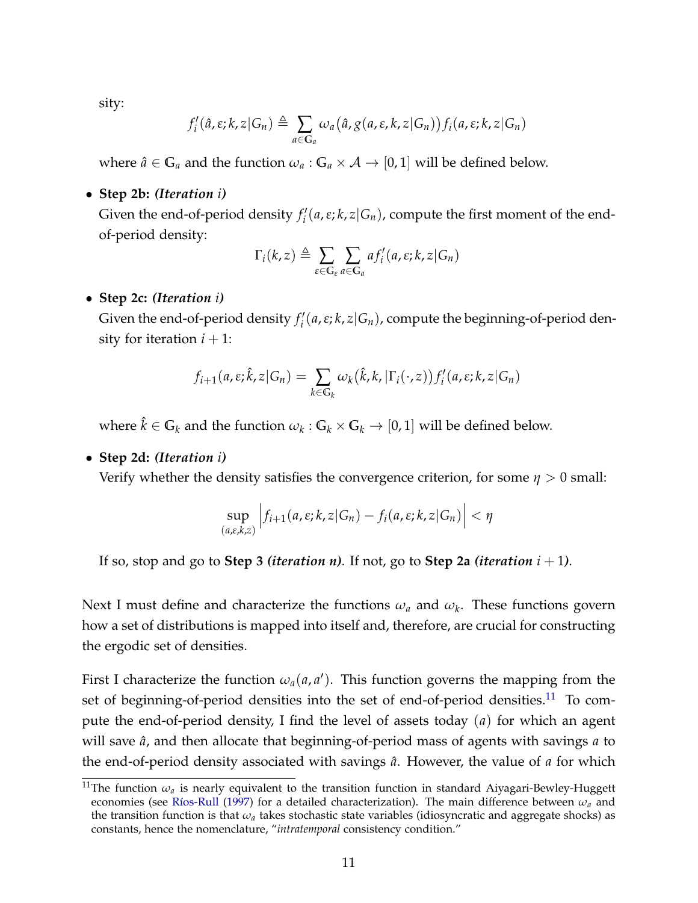sity:

$$f_i'(\hat{a}, \varepsilon; k, z | G_n) \triangleq \sum_{a \in \mathbb{G}_a} \omega_a\big(\hat{a}, g(a, \varepsilon, k, z | G_n)\big) f_i(a, \varepsilon; k, z | G_n)$$

where $\hat{a} \in \mathbb{G}_a$ and the function $\omega_a : \mathbb{G}_a \times \mathcal{A} \to [0, 1]$ will be defined below.

- **Step 2b:** ***(Iteration*** $i$***)***
  Given the end-of-period density $f_i'(a, \varepsilon; k, z | G_n)$, compute the first moment of the end-of-period density:

  $$\Gamma_i(k, z) \triangleq \sum_{\varepsilon \in \mathbb{G}_\varepsilon} \sum_{a \in \mathbb{G}_a} a f_i'(a, \varepsilon; k, z | G_n)$$

- **Step 2c:** ***(Iteration*** $i$***)***
  Given the end-of-period density $f_i'(a, \varepsilon; k, z | G_n)$, compute the beginning-of-period density for iteration $i + 1$:

  $$f_{i+1}(a, \varepsilon; \hat{k}, z | G_n) = \sum_{k \in \mathbb{G}_k} \omega_k\big(\hat{k}, k, |\Gamma_i(\cdot, z)\big) f_i'(a, \varepsilon; k, z | G_n)$$

  where $\hat{k} \in \mathbb{G}_k$ and the function $\omega_k : \mathbb{G}_k \times \mathbb{G}_k \to [0, 1]$ will be defined below.

- **Step 2d:** ***(Iteration*** $i$***)***
  Verify whether the density satisfies the convergence criterion, for some $\eta > 0$ small:

  $$\sup_{(a, \varepsilon, k, z)} \Big| f_{i+1}(a, \varepsilon; k, z | G_n) - f_i(a, \varepsilon; k, z | G_n) \Big| < \eta$$

  If so, stop and go to **Step 3** ***(iteration n)***. If not, go to **Step 2a** ***(iteration*** $i + 1$***)***.

Next I must define and characterize the functions $\omega_a$ and $\omega_k$. These functions govern how a set of distributions is mapped into itself and, therefore, are crucial for constructing the ergodic set of densities.

First I characterize the function $\omega_a(a, a')$. This function governs the mapping from the set of beginning-of-period densities into the set of end-of-period densities.[11] To compute the end-of-period density, I find the level of assets today ($a$) for which an agent will save $\hat{a}$, and then allocate that beginning-of-period mass of agents with savings $a$ to the end-of-period density associated with savings $\hat{a}$. However, the value of $a$ for which

[11] The function $\omega_a$ is nearly equivalent to the transition function in standard Aiyagari-Bewley-Huggett economies (see Ríos-Rull (1997) for a detailed characterization). The main difference between $\omega_a$ and the transition function is that $\omega_a$ takes stochastic state variables (idiosyncratic and aggregate shocks) as constants, hence the nomenclature, "*intratemporal* consistency condition."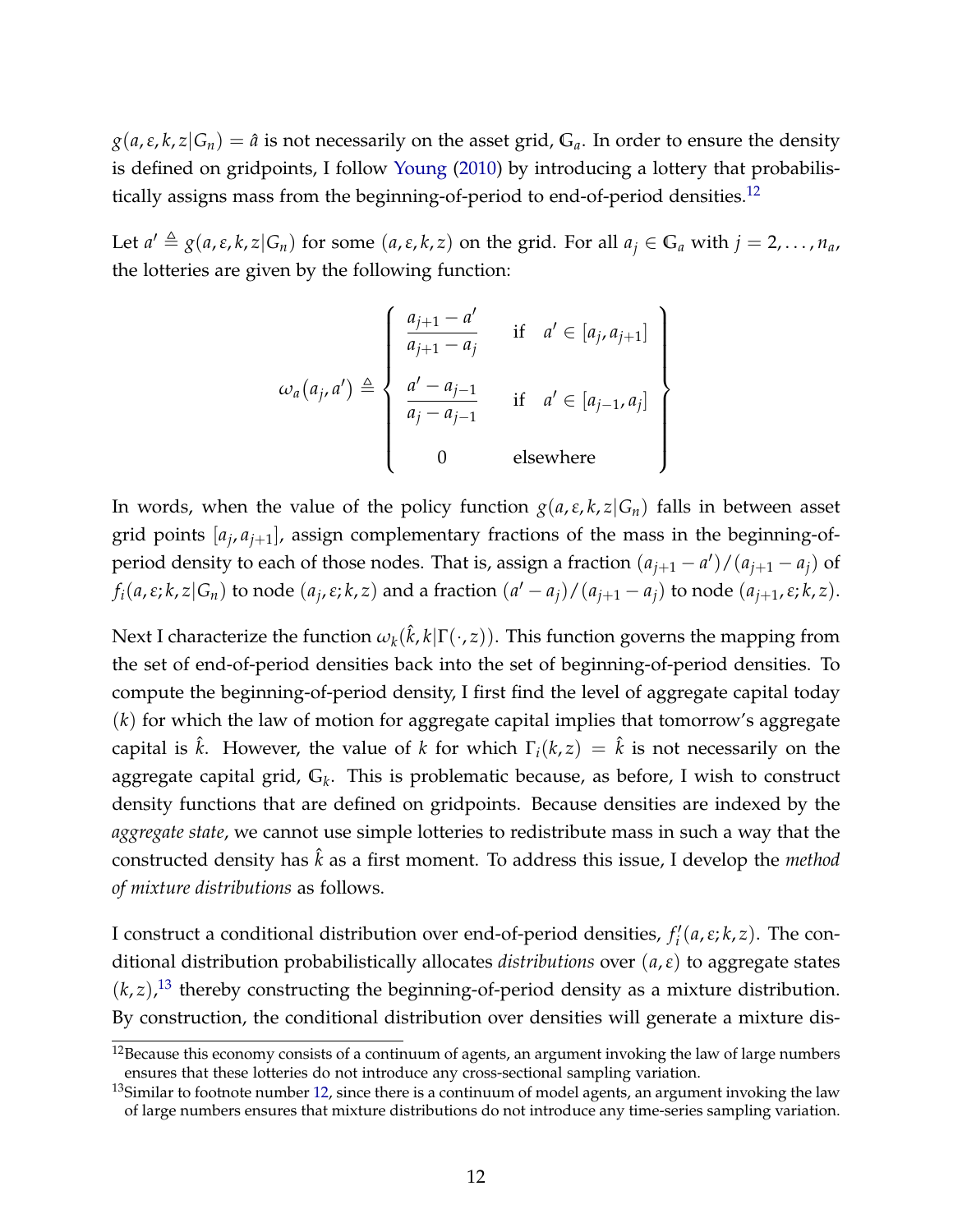$g(a, \varepsilon, k, z|G_n) = \hat{a}$ is not necessarily on the asset grid, $\mathbb{G}_a$. In order to ensure the density is defined on gridpoints, I follow Young (2010) by introducing a lottery that probabilistically assigns mass from the beginning-of-period to end-of-period densities.[12]

Let $a' \triangleq g(a, \varepsilon, k, z|G_n)$ for some $(a, \varepsilon, k, z)$ on the grid. For all $a_j \in \mathbb{G}_a$ with $j = 2, \ldots, n_a$, the lotteries are given by the following function:

$$
\omega_a(a_j, a') \triangleq \left\{ \begin{array}{ll} \dfrac{a_{j+1} - a'}{a_{j+1} - a_j} & \text{if} \quad a' \in [a_j, a_{j+1}] \\[2ex] \dfrac{a' - a_{j-1}}{a_j - a_{j-1}} & \text{if} \quad a' \in [a_{j-1}, a_j] \\[2ex] 0 & \text{elsewhere} \end{array} \right\}
$$

In words, when the value of the policy function $g(a, \varepsilon, k, z|G_n)$ falls in between asset grid points $[a_j, a_{j+1}]$, assign complementary fractions of the mass in the beginning-of-period density to each of those nodes. That is, assign a fraction $(a_{j+1} - a')/(a_{j+1} - a_j)$ of $f_i(a, \varepsilon; k, z|G_n)$ to node $(a_j, \varepsilon; k, z)$ and a fraction $(a' - a_j)/(a_{j+1} - a_j)$ to node $(a_{j+1}, \varepsilon; k, z)$.

Next I characterize the function $\omega_k(\hat{k}, k|\Gamma(\cdot, z))$. This function governs the mapping from the set of end-of-period densities back into the set of beginning-of-period densities. To compute the beginning-of-period density, I first find the level of aggregate capital today $(k)$ for which the law of motion for aggregate capital implies that tomorrow's aggregate capital is $\hat{k}$. However, the value of $k$ for which $\Gamma_i(k, z) = \hat{k}$ is not necessarily on the aggregate capital grid, $\mathbb{G}_k$. This is problematic because, as before, I wish to construct density functions that are defined on gridpoints. Because densities are indexed by the *aggregate state*, we cannot use simple lotteries to redistribute mass in such a way that the constructed density has $\hat{k}$ as a first moment. To address this issue, I develop the *method of mixture distributions* as follows.

I construct a conditional distribution over end-of-period densities, $f_i'(a, \varepsilon; k, z)$. The conditional distribution probabilistically allocates *distributions* over $(a, \varepsilon)$ to aggregate states $(k, z)$,[13] thereby constructing the beginning-of-period density as a mixture distribution. By construction, the conditional distribution over densities will generate a mixture dis-

[12]Because this economy consists of a continuum of agents, an argument invoking the law of large numbers ensures that these lotteries do not introduce any cross-sectional sampling variation.

[13]Similar to footnote number 12, since there is a continuum of model agents, an argument invoking the law of large numbers ensures that mixture distributions do not introduce any time-series sampling variation.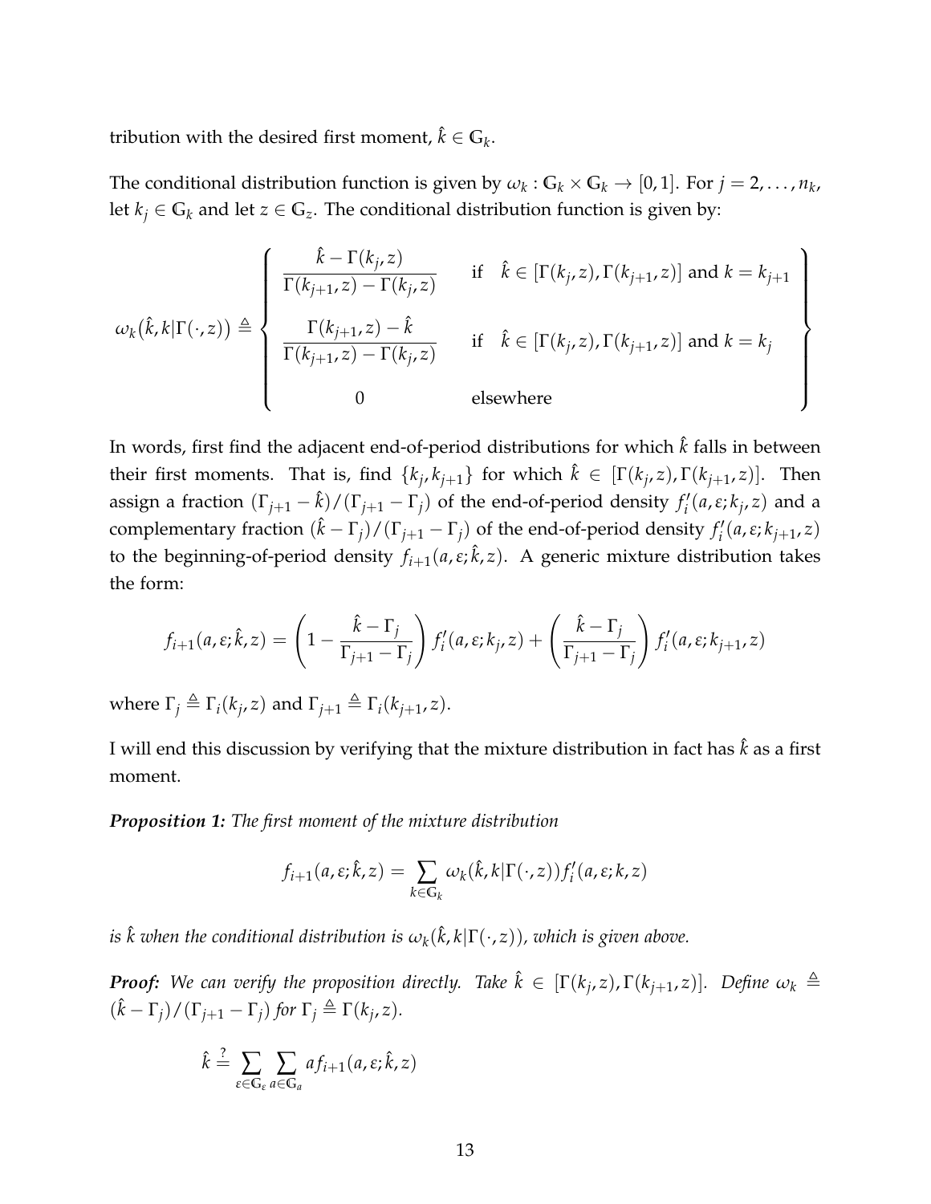tribution with the desired first moment, $\hat{k} \in \mathbb{G}_k$.

The conditional distribution function is given by $\omega_k : \mathbb{G}_k \times \mathbb{G}_k \to [0,1]$. For $j = 2, \ldots, n_k$, let $k_j \in \mathbb{G}_k$ and let $z \in \mathbb{G}_z$. The conditional distribution function is given by:

$$
\omega_k\big(\hat{k}, k | \Gamma(\cdot, z)\big) \triangleq \left\{ \begin{array}{cl} \dfrac{\hat{k} - \Gamma(k_j, z)}{\Gamma(k_{j+1}, z) - \Gamma(k_j, z)} & \text{if} \quad \hat{k} \in [\Gamma(k_j, z), \Gamma(k_{j+1}, z)] \text{ and } k = k_{j+1} \\ \\ \dfrac{\Gamma(k_{j+1}, z) - \hat{k}}{\Gamma(k_{j+1}, z) - \Gamma(k_j, z)} & \text{if} \quad \hat{k} \in [\Gamma(k_j, z), \Gamma(k_{j+1}, z)] \text{ and } k = k_j \\ \\ 0 & \text{elsewhere} \end{array} \right\}
$$

In words, first find the adjacent end-of-period distributions for which $\hat{k}$ falls in between their first moments. That is, find $\{k_j, k_{j+1}\}$ for which $\hat{k} \in [\Gamma(k_j, z), \Gamma(k_{j+1}, z)]$. Then assign a fraction $(\Gamma_{j+1} - \hat{k})/(\Gamma_{j+1} - \Gamma_j)$ of the end-of-period density $f_i'(a, \varepsilon; k_j, z)$ and a complementary fraction $(\hat{k} - \Gamma_j)/(\Gamma_{j+1} - \Gamma_j)$ of the end-of-period density $f_i'(a, \varepsilon; k_{j+1}, z)$ to the beginning-of-period density $f_{i+1}(a, \varepsilon; \hat{k}, z)$. A generic mixture distribution takes the form:

$$
f_{i+1}(a, \varepsilon; \hat{k}, z) = \left(1 - \frac{\hat{k} - \Gamma_j}{\Gamma_{j+1} - \Gamma_j}\right) f_i'(a, \varepsilon; k_j, z) + \left(\frac{\hat{k} - \Gamma_j}{\Gamma_{j+1} - \Gamma_j}\right) f_i'(a, \varepsilon; k_{j+1}, z)
$$

where $\Gamma_j \triangleq \Gamma_i(k_j, z)$ and $\Gamma_{j+1} \triangleq \Gamma_i(k_{j+1}, z)$.

I will end this discussion by verifying that the mixture distribution in fact has $\hat{k}$ as a first moment.

***Proposition 1:*** *The first moment of the mixture distribution*

$$
f_{i+1}(a, \varepsilon; \hat{k}, z) = \sum_{k \in \mathbb{G}_k} \omega_k(\hat{k}, k | \Gamma(\cdot, z)) f_i'(a, \varepsilon; k, z)
$$

*is $\hat{k}$ when the conditional distribution is $\omega_k(\hat{k}, k | \Gamma(\cdot, z))$, which is given above.*

***Proof:*** *We can verify the proposition directly. Take $\hat{k} \in [\Gamma(k_j, z), \Gamma(k_{j+1}, z)]$. Define $\omega_k \triangleq (\hat{k} - \Gamma_j)/(\Gamma_{j+1} - \Gamma_j)$ for $\Gamma_j \triangleq \Gamma(k_j, z)$.*

$$
\hat{k} \stackrel{?}{=} \sum_{\varepsilon \in \mathbb{G}_\varepsilon} \sum_{a \in \mathbb{G}_a} a f_{i+1}(a, \varepsilon; \hat{k}, z)
$$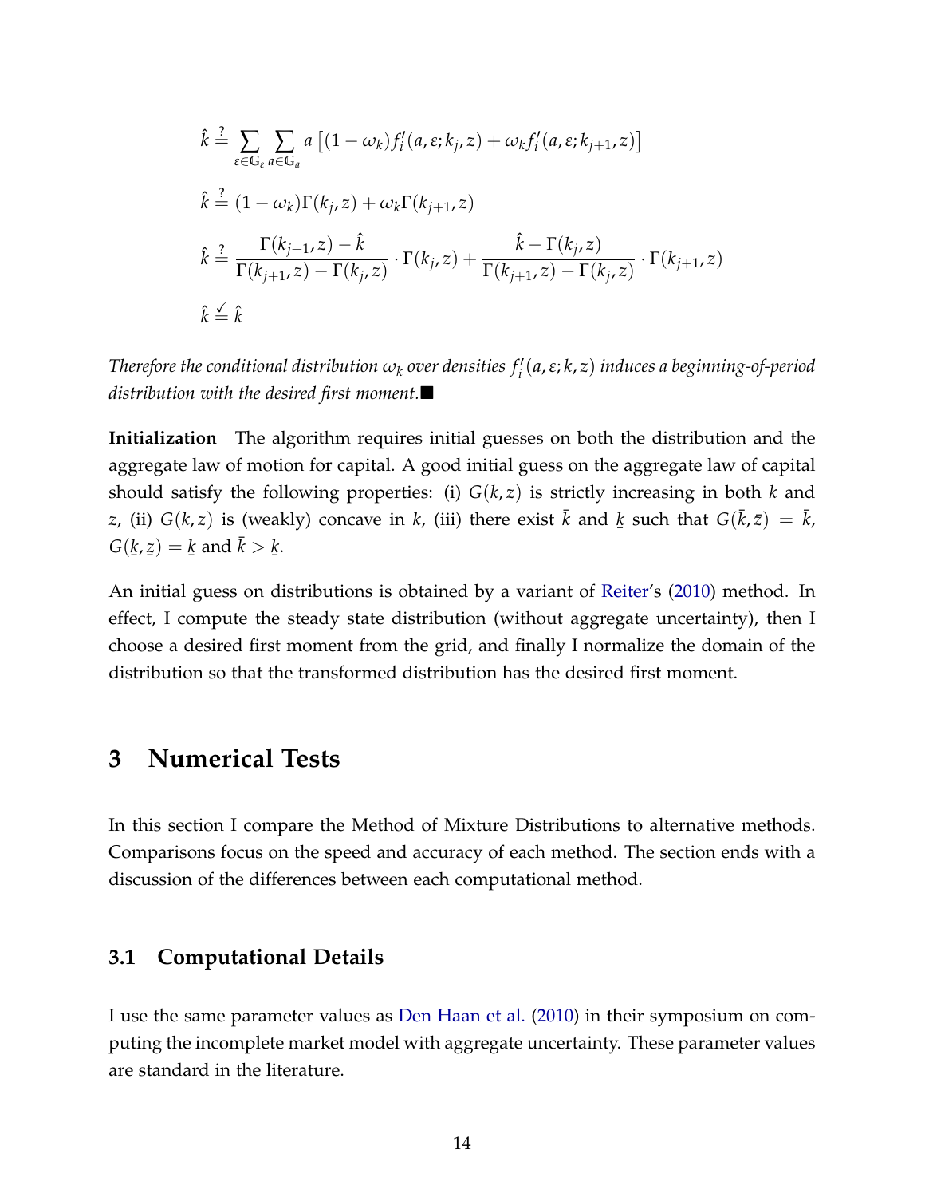$$\hat{k} \stackrel{?}{=} \sum_{\varepsilon \in \mathbb{G}_\varepsilon} \sum_{a \in \mathbb{G}_a} a \left[ (1-\omega_k) f_i'(a, \varepsilon; k_j, z) + \omega_k f_i'(a, \varepsilon; k_{j+1}, z) \right]$$

$$\hat{k} \stackrel{?}{=} (1-\omega_k)\Gamma(k_j, z) + \omega_k \Gamma(k_{j+1}, z)$$

$$\hat{k} \stackrel{?}{=} \frac{\Gamma(k_{j+1}, z) - \hat{k}}{\Gamma(k_{j+1}, z) - \Gamma(k_j, z)} \cdot \Gamma(k_j, z) + \frac{\hat{k} - \Gamma(k_j, z)}{\Gamma(k_{j+1}, z) - \Gamma(k_j, z)} \cdot \Gamma(k_{j+1}, z)$$

$$\hat{k} \stackrel{\checkmark}{=} \hat{k}$$

*Therefore the conditional distribution $\omega_k$ over densities $f_i'(a, \varepsilon; k, z)$ induces a beginning-of-period distribution with the desired first moment.*■

**Initialization** The algorithm requires initial guesses on both the distribution and the aggregate law of motion for capital. A good initial guess on the aggregate law of capital should satisfy the following properties: (i) $G(k, z)$ is strictly increasing in both $k$ and $z$, (ii) $G(k, z)$ is (weakly) concave in $k$, (iii) there exist $\bar{k}$ and $\underline{k}$ such that $G(\bar{k}, \bar{z}) = \bar{k}$, $G(\underline{k}, \underline{z}) = \underline{k}$ and $\bar{k} > \underline{k}$.

An initial guess on distributions is obtained by a variant of Reiter's (2010) method. In effect, I compute the steady state distribution (without aggregate uncertainty), then I choose a desired first moment from the grid, and finally I normalize the domain of the distribution so that the transformed distribution has the desired first moment.

# 3 Numerical Tests

In this section I compare the Method of Mixture Distributions to alternative methods. Comparisons focus on the speed and accuracy of each method. The section ends with a discussion of the differences between each computational method.

## 3.1 Computational Details

I use the same parameter values as Den Haan et al. (2010) in their symposium on computing the incomplete market model with aggregate uncertainty. These parameter values are standard in the literature.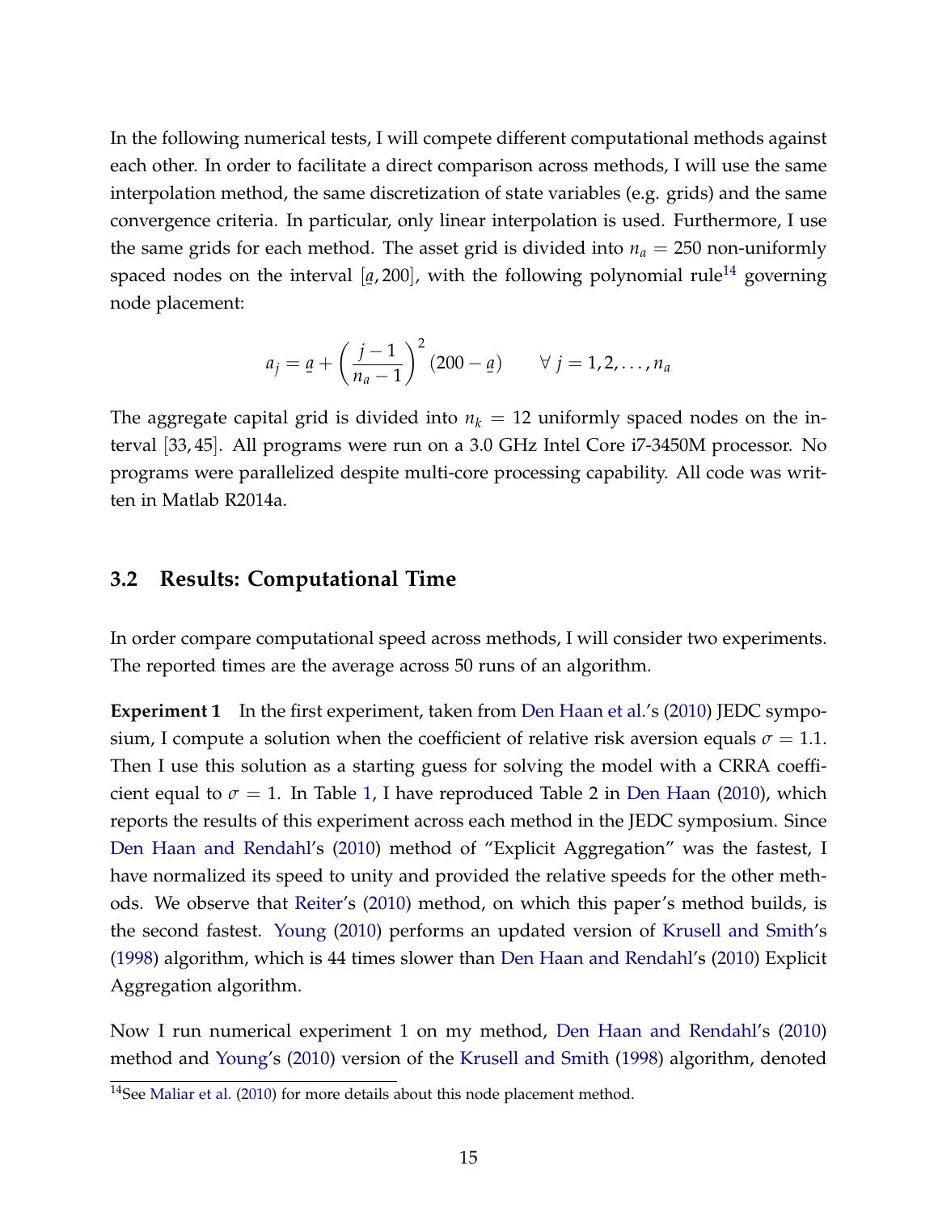In the following numerical tests, I will compete different computational methods against each other. In order to facilitate a direct comparison across methods, I will use the same interpolation method, the same discretization of state variables (e.g. grids) and the same convergence criteria. In particular, only linear interpolation is used. Furthermore, I use the same grids for each method. The asset grid is divided into $n_a = 250$ non-uniformly spaced nodes on the interval $[\underline{a}, 200]$, with the following polynomial rule[14] governing node placement:

$$a_j = \underline{a} + \left(\frac{j-1}{n_a - 1}\right)^2 (200 - \underline{a}) \qquad \forall\, j = 1, 2, \ldots, n_a$$

The aggregate capital grid is divided into $n_k = 12$ uniformly spaced nodes on the interval $[33, 45]$. All programs were run on a 3.0 GHz Intel Core i7-3450M processor. No programs were parallelized despite multi-core processing capability. All code was written in Matlab R2014a.

## 3.2 Results: Computational Time

In order compare computational speed across methods, I will consider two experiments. The reported times are the average across 50 runs of an algorithm.

**Experiment 1** In the first experiment, taken from Den Haan et al.'s (2010) JEDC symposium, I compute a solution when the coefficient of relative risk aversion equals $\sigma = 1.1$. Then I use this solution as a starting guess for solving the model with a CRRA coefficient equal to $\sigma = 1$. In Table 1, I have reproduced Table 2 in Den Haan (2010), which reports the results of this experiment across each method in the JEDC symposium. Since Den Haan and Rendahl's (2010) method of "Explicit Aggregation" was the fastest, I have normalized its speed to unity and provided the relative speeds for the other methods. We observe that Reiter's (2010) method, on which this paper's method builds, is the second fastest. Young (2010) performs an updated version of Krusell and Smith's (1998) algorithm, which is 44 times slower than Den Haan and Rendahl's (2010) Explicit Aggregation algorithm.

Now I run numerical experiment 1 on my method, Den Haan and Rendahl's (2010) method and Young's (2010) version of the Krusell and Smith (1998) algorithm, denoted

[14] See Maliar et al. (2010) for more details about this node placement method.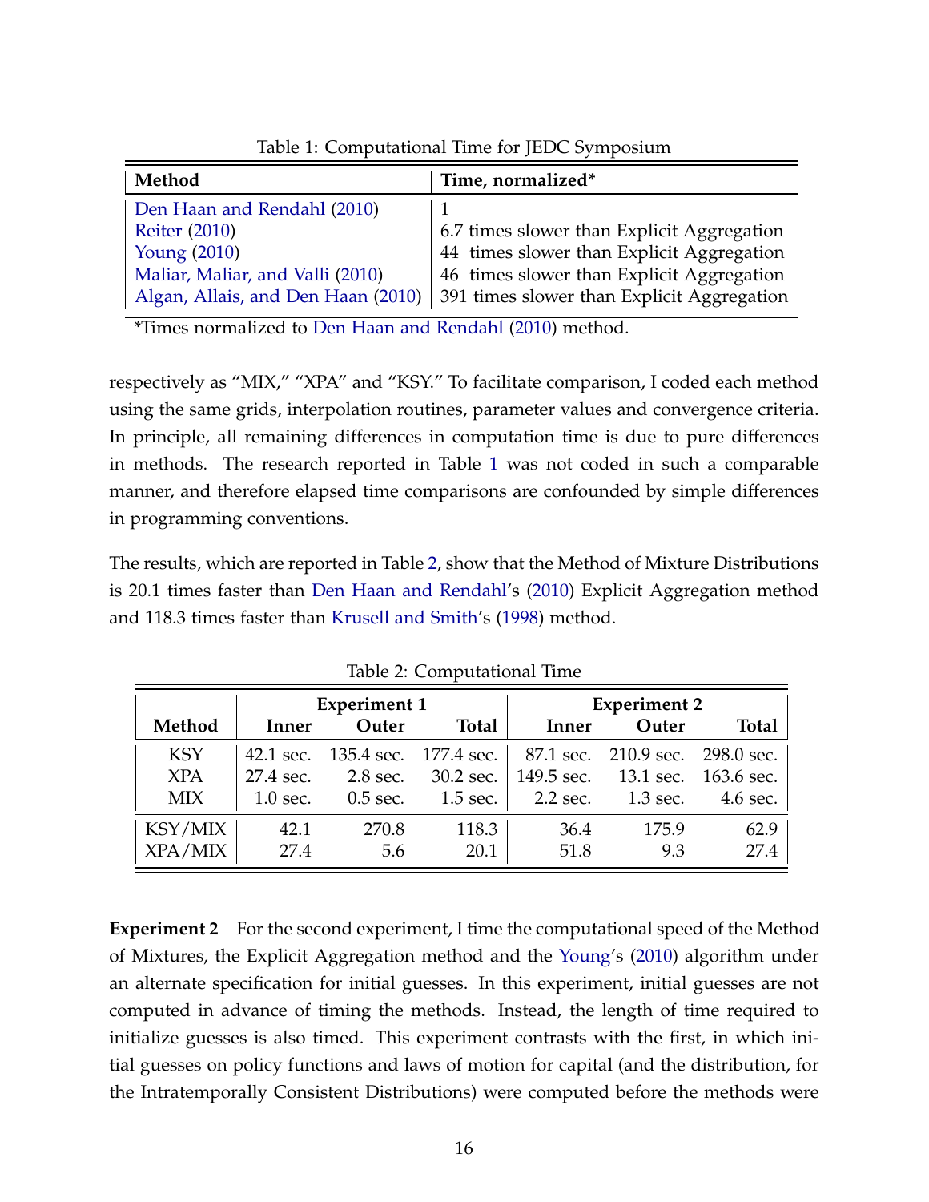Table 1: Computational Time for JEDC Symposium

| Method | Time, normalized* |
|---|---|
| Den Haan and Rendahl (2010) | 1 |
| Reiter (2010) | 6.7 times slower than Explicit Aggregation |
| Young (2010) | 44 times slower than Explicit Aggregation |
| Maliar, Maliar, and Valli (2010) | 46 times slower than Explicit Aggregation |
| Algan, Allais, and Den Haan (2010) | 391 times slower than Explicit Aggregation |

*Times normalized to Den Haan and Rendahl (2010) method.

respectively as "MIX," "XPA" and "KSY." To facilitate comparison, I coded each method using the same grids, interpolation routines, parameter values and convergence criteria. In principle, all remaining differences in computation time is due to pure differences in methods. The research reported in Table 1 was not coded in such a comparable manner, and therefore elapsed time comparisons are confounded by simple differences in programming conventions.

The results, which are reported in Table 2, show that the Method of Mixture Distributions is 20.1 times faster than Den Haan and Rendahl's (2010) Explicit Aggregation method and 118.3 times faster than Krusell and Smith's (1998) method.

Table 2: Computational Time

| | Experiment 1 | | | Experiment 2 | | |
|---|---|---|---|---|---|---|
| Method | Inner | Outer | Total | Inner | Outer | Total |
| KSY | 42.1 sec. | 135.4 sec. | 177.4 sec. | 87.1 sec. | 210.9 sec. | 298.0 sec. |
| XPA | 27.4 sec. | 2.8 sec. | 30.2 sec. | 149.5 sec. | 13.1 sec. | 163.6 sec. |
| MIX | 1.0 sec. | 0.5 sec. | 1.5 sec. | 2.2 sec. | 1.3 sec. | 4.6 sec. |
| KSY/MIX | 42.1 | 270.8 | 118.3 | 36.4 | 175.9 | 62.9 |
| XPA/MIX | 27.4 | 5.6 | 20.1 | 51.8 | 9.3 | 27.4 |

**Experiment 2** For the second experiment, I time the computational speed of the Method of Mixtures, the Explicit Aggregation method and the Young's (2010) algorithm under an alternate specification for initial guesses. In this experiment, initial guesses are not computed in advance of timing the methods. Instead, the length of time required to initialize guesses is also timed. This experiment contrasts with the first, in which initial guesses on policy functions and laws of motion for capital (and the distribution, for the Intratemporally Consistent Distributions) were computed before the methods were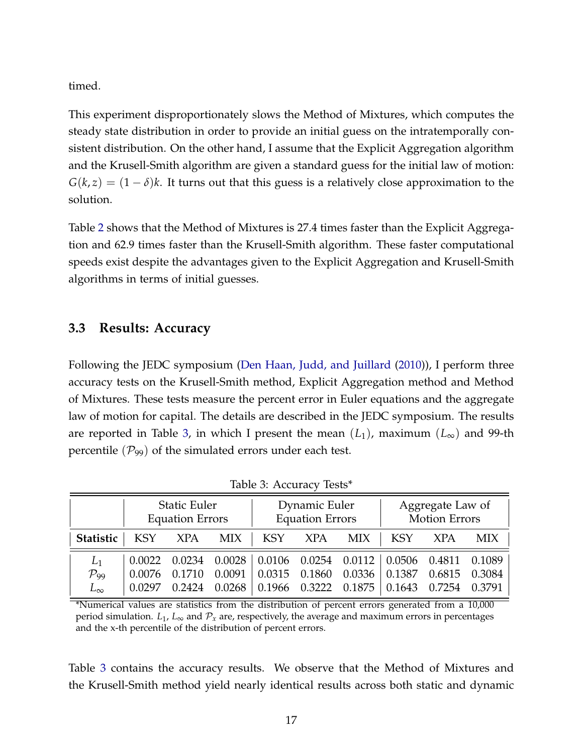timed.

This experiment disproportionately slows the Method of Mixtures, which computes the steady state distribution in order to provide an initial guess on the intratemporally consistent distribution. On the other hand, I assume that the Explicit Aggregation algorithm and the Krusell-Smith algorithm are given a standard guess for the initial law of motion: $G(k, z) = (1 - \delta)k$. It turns out that this guess is a relatively close approximation to the solution.

Table 2 shows that the Method of Mixtures is 27.4 times faster than the Explicit Aggregation and 62.9 times faster than the Krusell-Smith algorithm. These faster computational speeds exist despite the advantages given to the Explicit Aggregation and Krusell-Smith algorithms in terms of initial guesses.

### 3.3 Results: Accuracy

Following the JEDC symposium (Den Haan, Judd, and Juillard (2010)), I perform three accuracy tests on the Krusell-Smith method, Explicit Aggregation method and Method of Mixtures. These tests measure the percent error in Euler equations and the aggregate law of motion for capital. The details are described in the JEDC symposium. The results are reported in Table 3, in which I present the mean ($L_1$), maximum ($L_\infty$) and 99-th percentile ($\mathcal{P}_{99}$) of the simulated errors under each test.

Table 3: Accuracy Tests*

| | Static Euler Equation Errors | | | Dynamic Euler Equation Errors | | | Aggregate Law of Motion Errors | | |
|---|---|---|---|---|---|---|---|---|---|
| **Statistic** | KSY | XPA | MIX | KSY | XPA | MIX | KSY | XPA | MIX |
| $L_1$ | 0.0022 | 0.0234 | 0.0028 | 0.0106 | 0.0254 | 0.0112 | 0.0506 | 0.4811 | 0.1089 |
| $\mathcal{P}_{99}$ | 0.0076 | 0.1710 | 0.0091 | 0.0315 | 0.1860 | 0.0336 | 0.1387 | 0.6815 | 0.3084 |
| $L_\infty$ | 0.0297 | 0.2424 | 0.0268 | 0.1966 | 0.3222 | 0.1875 | 0.1643 | 0.7254 | 0.3791 |

*Numerical values are statistics from the distribution of percent errors generated from a 10,000 period simulation. $L_1$, $L_\infty$ and $\mathcal{P}_x$ are, respectively, the average and maximum errors in percentages and the x-th percentile of the distribution of percent errors.

Table 3 contains the accuracy results. We observe that the Method of Mixtures and the Krusell-Smith method yield nearly identical results across both static and dynamic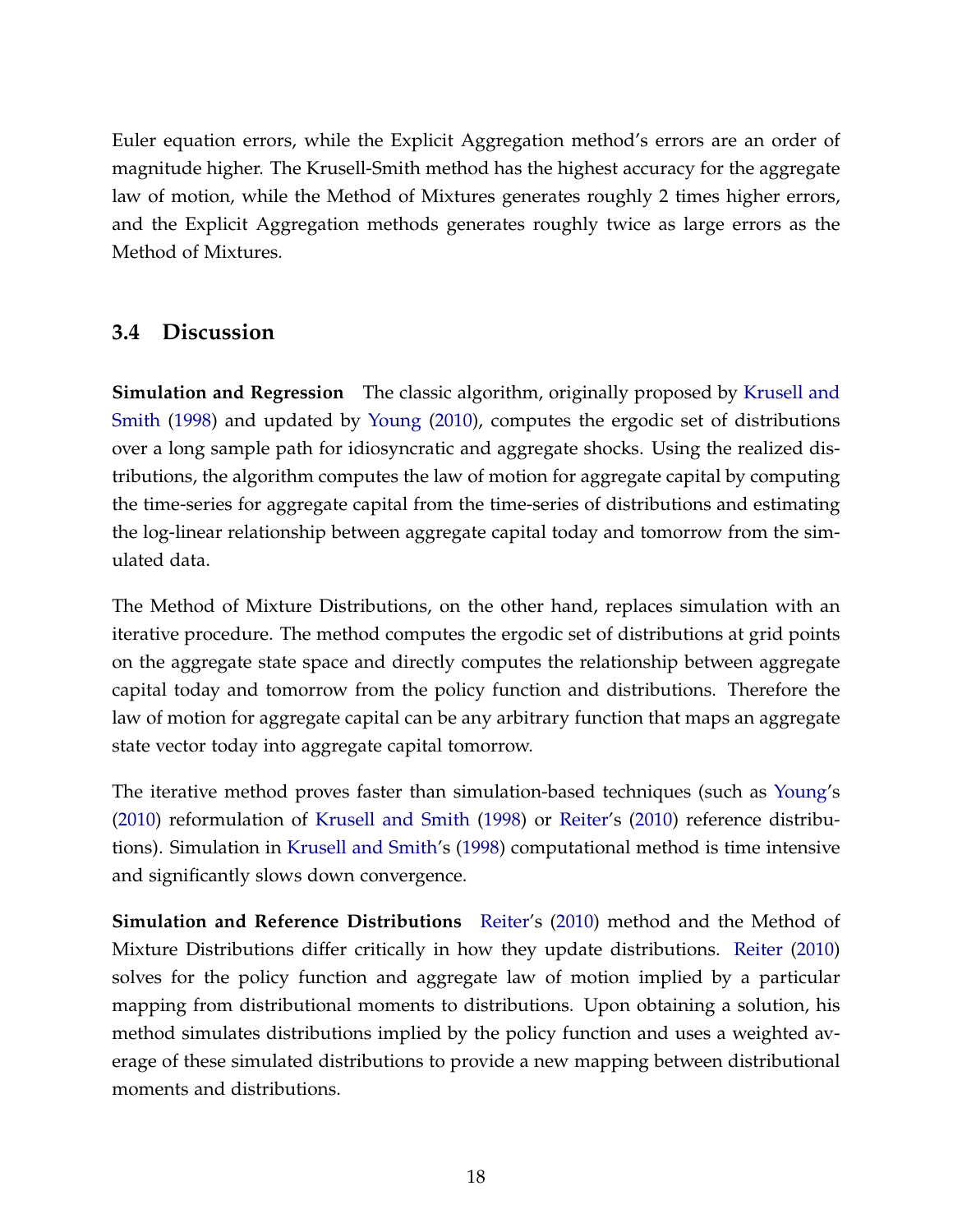Euler equation errors, while the Explicit Aggregation method's errors are an order of magnitude higher. The Krusell-Smith method has the highest accuracy for the aggregate law of motion, while the Method of Mixtures generates roughly 2 times higher errors, and the Explicit Aggregation methods generates roughly twice as large errors as the Method of Mixtures.

### 3.4 Discussion

**Simulation and Regression** The classic algorithm, originally proposed by Krusell and Smith (1998) and updated by Young (2010), computes the ergodic set of distributions over a long sample path for idiosyncratic and aggregate shocks. Using the realized distributions, the algorithm computes the law of motion for aggregate capital by computing the time-series for aggregate capital from the time-series of distributions and estimating the log-linear relationship between aggregate capital today and tomorrow from the simulated data.

The Method of Mixture Distributions, on the other hand, replaces simulation with an iterative procedure. The method computes the ergodic set of distributions at grid points on the aggregate state space and directly computes the relationship between aggregate capital today and tomorrow from the policy function and distributions. Therefore the law of motion for aggregate capital can be any arbitrary function that maps an aggregate state vector today into aggregate capital tomorrow.

The iterative method proves faster than simulation-based techniques (such as Young's (2010) reformulation of Krusell and Smith (1998) or Reiter's (2010) reference distributions). Simulation in Krusell and Smith's (1998) computational method is time intensive and significantly slows down convergence.

**Simulation and Reference Distributions** Reiter's (2010) method and the Method of Mixture Distributions differ critically in how they update distributions. Reiter (2010) solves for the policy function and aggregate law of motion implied by a particular mapping from distributional moments to distributions. Upon obtaining a solution, his method simulates distributions implied by the policy function and uses a weighted average of these simulated distributions to provide a new mapping between distributional moments and distributions.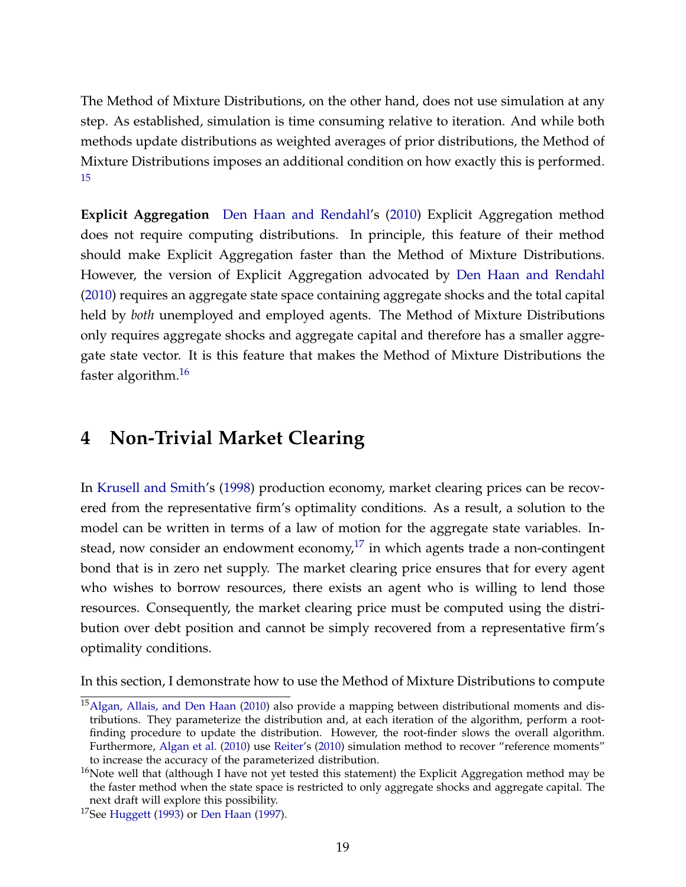The Method of Mixture Distributions, on the other hand, does not use simulation at any step. As established, simulation is time consuming relative to iteration. And while both methods update distributions as weighted averages of prior distributions, the Method of Mixture Distributions imposes an additional condition on how exactly this is performed. [15]

**Explicit Aggregation** Den Haan and Rendahl's (2010) Explicit Aggregation method does not require computing distributions. In principle, this feature of their method should make Explicit Aggregation faster than the Method of Mixture Distributions. However, the version of Explicit Aggregation advocated by Den Haan and Rendahl (2010) requires an aggregate state space containing aggregate shocks and the total capital held by *both* unemployed and employed agents. The Method of Mixture Distributions only requires aggregate shocks and aggregate capital and therefore has a smaller aggregate state vector. It is this feature that makes the Method of Mixture Distributions the faster algorithm.[16]

# 4 Non-Trivial Market Clearing

In Krusell and Smith's (1998) production economy, market clearing prices can be recovered from the representative firm's optimality conditions. As a result, a solution to the model can be written in terms of a law of motion for the aggregate state variables. Instead, now consider an endowment economy,[17] in which agents trade a non-contingent bond that is in zero net supply. The market clearing price ensures that for every agent who wishes to borrow resources, there exists an agent who is willing to lend those resources. Consequently, the market clearing price must be computed using the distribution over debt position and cannot be simply recovered from a representative firm's optimality conditions.

In this section, I demonstrate how to use the Method of Mixture Distributions to compute

---

[15] Algan, Allais, and Den Haan (2010) also provide a mapping between distributional moments and distributions. They parameterize the distribution and, at each iteration of the algorithm, perform a root-finding procedure to update the distribution. However, the root-finder slows the overall algorithm. Furthermore, Algan et al. (2010) use Reiter's (2010) simulation method to recover "reference moments" to increase the accuracy of the parameterized distribution.

[16] Note well that (although I have not yet tested this statement) the Explicit Aggregation method may be the faster method when the state space is restricted to only aggregate shocks and aggregate capital. The next draft will explore this possibility.

[17] See Huggett (1993) or Den Haan (1997).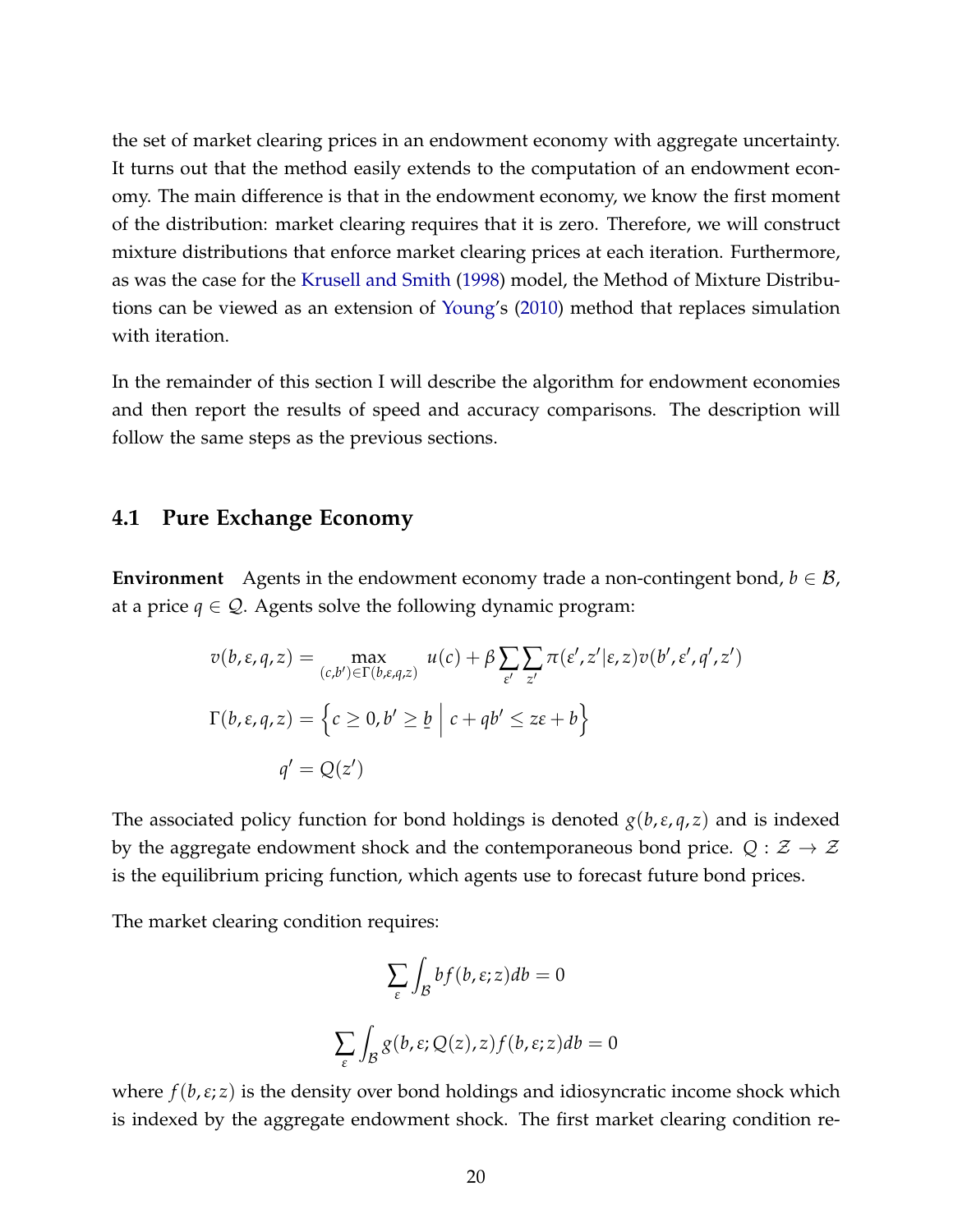the set of market clearing prices in an endowment economy with aggregate uncertainty. It turns out that the method easily extends to the computation of an endowment economy. The main difference is that in the endowment economy, we know the first moment of the distribution: market clearing requires that it is zero. Therefore, we will construct mixture distributions that enforce market clearing prices at each iteration. Furthermore, as was the case for the Krusell and Smith (1998) model, the Method of Mixture Distributions can be viewed as an extension of Young's (2010) method that replaces simulation with iteration.

In the remainder of this section I will describe the algorithm for endowment economies and then report the results of speed and accuracy comparisons. The description will follow the same steps as the previous sections.

## 4.1 Pure Exchange Economy

**Environment** Agents in the endowment economy trade a non-contingent bond, $b \in \mathcal{B}$, at a price $q \in \mathcal{Q}$. Agents solve the following dynamic program:

$$v(b,\varepsilon,q,z) = \max_{(c,b')\in\Gamma(b,\varepsilon,q,z)} u(c) + \beta \sum_{\varepsilon'} \sum_{z'} \pi(\varepsilon',z'|\varepsilon,z) v(b',\varepsilon',q',z')$$

$$\Gamma(b,\varepsilon,q,z) = \left\{ c \geq 0, b' \geq \underline{b} \;\middle|\; c + qb' \leq z\varepsilon + b \right\}$$

$$q' = Q(z')$$

The associated policy function for bond holdings is denoted $g(b,\varepsilon,q,z)$ and is indexed by the aggregate endowment shock and the contemporaneous bond price. $Q : \mathcal{Z} \to \mathcal{Z}$ is the equilibrium pricing function, which agents use to forecast future bond prices.

The market clearing condition requires:

$$\sum_{\varepsilon} \int_{\mathcal{B}} b f(b,\varepsilon;z) db = 0$$

$$\sum_{\varepsilon} \int_{\mathcal{B}} g(b,\varepsilon;Q(z),z) f(b,\varepsilon;z) db = 0$$

where $f(b,\varepsilon;z)$ is the density over bond holdings and idiosyncratic income shock which is indexed by the aggregate endowment shock. The first market clearing condition re-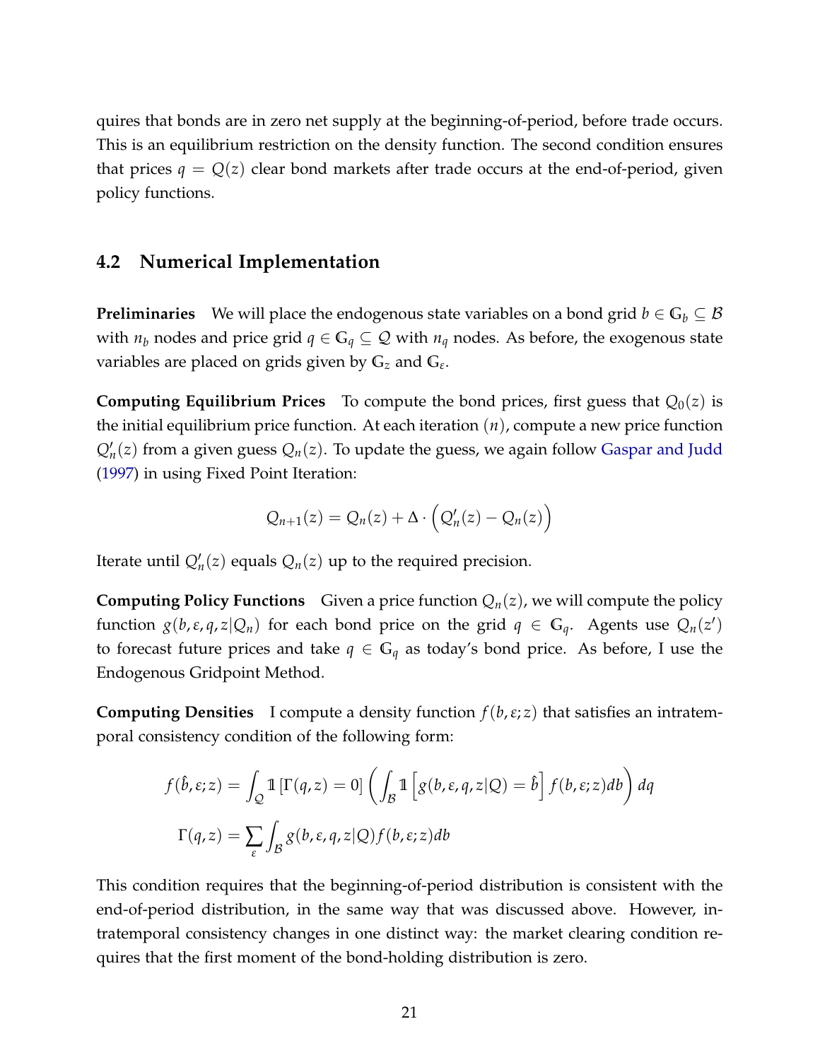quires that bonds are in zero net supply at the beginning-of-period, before trade occurs. This is an equilibrium restriction on the density function. The second condition ensures that prices $q = Q(z)$ clear bond markets after trade occurs at the end-of-period, given policy functions.

### 4.2 Numerical Implementation

**Preliminaries** We will place the endogenous state variables on a bond grid $b \in \mathbb{G}_b \subseteq \mathcal{B}$ with $n_b$ nodes and price grid $q \in \mathbb{G}_q \subseteq \mathcal{Q}$ with $n_q$ nodes. As before, the exogenous state variables are placed on grids given by $\mathbb{G}_z$ and $\mathbb{G}_\varepsilon$.

**Computing Equilibrium Prices** To compute the bond prices, first guess that $Q_0(z)$ is the initial equilibrium price function. At each iteration $(n)$, compute a new price function $Q_n'(z)$ from a given guess $Q_n(z)$. To update the guess, we again follow Gaspar and Judd (1997) in using Fixed Point Iteration:

$$Q_{n+1}(z) = Q_n(z) + \Delta \cdot \left(Q_n'(z) - Q_n(z)\right)$$

Iterate until $Q_n'(z)$ equals $Q_n(z)$ up to the required precision.

**Computing Policy Functions** Given a price function $Q_n(z)$, we will compute the policy function $g(b, \varepsilon, q, z|Q_n)$ for each bond price on the grid $q \in \mathbb{G}_q$. Agents use $Q_n(z')$ to forecast future prices and take $q \in \mathbb{G}_q$ as today's bond price. As before, I use the Endogenous Gridpoint Method.

**Computing Densities** I compute a density function $f(b, \varepsilon; z)$ that satisfies an intratemporal consistency condition of the following form:

$$f(\hat{b}, \varepsilon; z) = \int_{\mathcal{Q}} \mathbb{1}\left[\Gamma(q, z) = 0\right] \left( \int_{\mathcal{B}} \mathbb{1}\left[g(b, \varepsilon, q, z|Q) = \hat{b}\right] f(b, \varepsilon; z) db \right) dq$$

$$\Gamma(q, z) = \sum_{\varepsilon} \int_{\mathcal{B}} g(b, \varepsilon, q, z|Q) f(b, \varepsilon; z) db$$

This condition requires that the beginning-of-period distribution is consistent with the end-of-period distribution, in the same way that was discussed above. However, intratemporal consistency changes in one distinct way: the market clearing condition requires that the first moment of the bond-holding distribution is zero.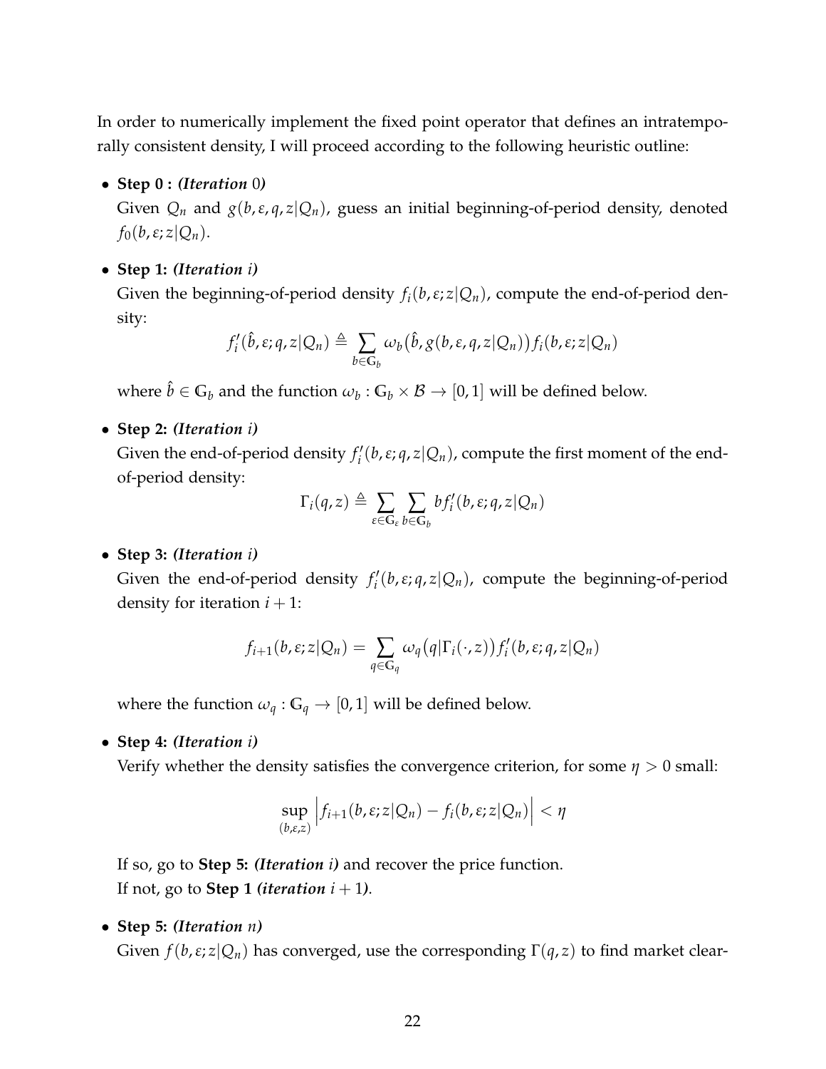In order to numerically implement the fixed point operator that defines an intratemporally consistent density, I will proceed according to the following heuristic outline:

- **Step 0 :** ***(Iteration*** $0$***)***

  Given $Q_n$ and $g(b, \varepsilon, q, z|Q_n)$, guess an initial beginning-of-period density, denoted $f_0(b, \varepsilon; z|Q_n)$.

- **Step 1:** ***(Iteration*** $i$***)***

  Given the beginning-of-period density $f_i(b, \varepsilon; z|Q_n)$, compute the end-of-period density:

$$f_i'(\hat{b}, \varepsilon; q, z|Q_n) \triangleq \sum_{b \in \mathbb{G}_b} \omega_b\big(\hat{b}, g(b, \varepsilon, q, z|Q_n)\big) f_i(b, \varepsilon; z|Q_n)$$

  where $\hat{b} \in \mathbb{G}_b$ and the function $\omega_b : \mathbb{G}_b \times \mathcal{B} \to [0, 1]$ will be defined below.

- **Step 2:** ***(Iteration*** $i$***)***

  Given the end-of-period density $f_i'(b, \varepsilon; q, z|Q_n)$, compute the first moment of the end-of-period density:

$$\Gamma_i(q, z) \triangleq \sum_{\varepsilon \in \mathbb{G}_\varepsilon} \sum_{b \in \mathbb{G}_b} b f_i'(b, \varepsilon; q, z|Q_n)$$

- **Step 3:** ***(Iteration*** $i$***)***

  Given the end-of-period density $f_i'(b, \varepsilon; q, z|Q_n)$, compute the beginning-of-period density for iteration $i + 1$:

$$f_{i+1}(b, \varepsilon; z|Q_n) = \sum_{q \in \mathbb{G}_q} \omega_q\big(q|\Gamma_i(\cdot, z)\big) f_i'(b, \varepsilon; q, z|Q_n)$$

  where the function $\omega_q : \mathbb{G}_q \to [0, 1]$ will be defined below.

- **Step 4:** ***(Iteration*** $i$***)***

  Verify whether the density satisfies the convergence criterion, for some $\eta > 0$ small:

$$\sup_{(b,\varepsilon,z)} \Big| f_{i+1}(b, \varepsilon; z|Q_n) - f_i(b, \varepsilon; z|Q_n) \Big| < \eta$$

  If so, go to **Step 5:** ***(Iteration*** $i$***)*** and recover the price function.
  If not, go to **Step 1** ***(iteration*** $i + 1$***)***.

- **Step 5:** ***(Iteration*** $n$***)***

  Given $f(b, \varepsilon; z|Q_n)$ has converged, use the corresponding $\Gamma(q, z)$ to find market clear-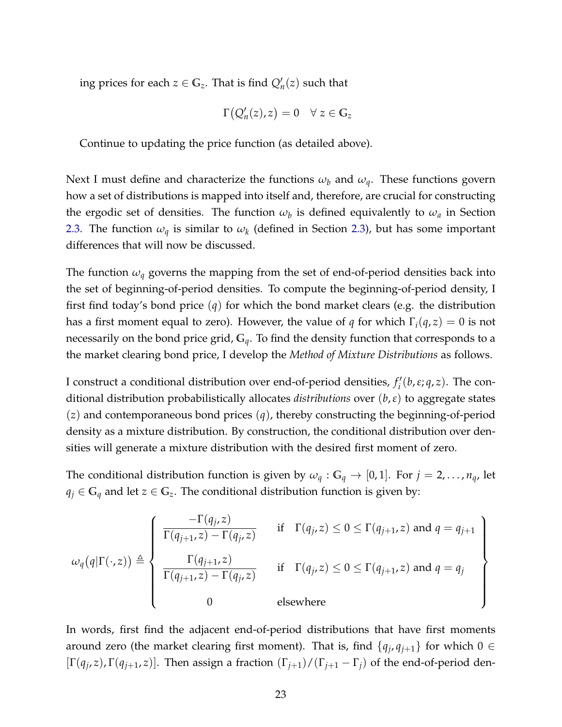ing prices for each $z \in \mathbb{G}_z$. That is find $Q_n'(z)$ such that

$$\Gamma\big(Q_n'(z), z\big) = 0 \quad \forall\ z \in \mathbb{G}_z$$

Continue to updating the price function (as detailed above).

Next I must define and characterize the functions $\omega_b$ and $\omega_q$. These functions govern how a set of distributions is mapped into itself and, therefore, are crucial for constructing the ergodic set of densities. The function $\omega_b$ is defined equivalently to $\omega_a$ in Section 2.3. The function $\omega_q$ is similar to $\omega_k$ (defined in Section 2.3), but has some important differences that will now be discussed.

The function $\omega_q$ governs the mapping from the set of end-of-period densities back into the set of beginning-of-period densities. To compute the beginning-of-period density, I first find today's bond price $(q)$ for which the bond market clears (e.g. the distribution has a first moment equal to zero). However, the value of $q$ for which $\Gamma_i(q, z) = 0$ is not necessarily on the bond price grid, $\mathbb{G}_q$. To find the density function that corresponds to a the market clearing bond price, I develop the *Method of Mixture Distributions* as follows.

I construct a conditional distribution over end-of-period densities, $f_i'(b, \varepsilon; q, z)$. The conditional distribution probabilistically allocates *distributions* over $(b, \varepsilon)$ to aggregate states $(z)$ and contemporaneous bond prices $(q)$, thereby constructing the beginning-of-period density as a mixture distribution. By construction, the conditional distribution over densities will generate a mixture distribution with the desired first moment of zero.

The conditional distribution function is given by $\omega_q : \mathbb{G}_q \to [0, 1]$. For $j = 2, \ldots, n_q$, let $q_j \in \mathbb{G}_q$ and let $z \in \mathbb{G}_z$. The conditional distribution function is given by:

$$\omega_q\big(q|\Gamma(\cdot, z)\big) \triangleq \left\{ \begin{array}{ll} \dfrac{-\Gamma(q_j, z)}{\Gamma(q_{j+1}, z) - \Gamma(q_j, z)} & \text{if} \quad \Gamma(q_j, z) \leq 0 \leq \Gamma(q_{j+1}, z) \text{ and } q = q_{j+1} \\[2ex] \dfrac{\Gamma(q_{j+1}, z)}{\Gamma(q_{j+1}, z) - \Gamma(q_j, z)} & \text{if} \quad \Gamma(q_j, z) \leq 0 \leq \Gamma(q_{j+1}, z) \text{ and } q = q_j \\[2ex] 0 & \text{elsewhere} \end{array} \right\}$$

In words, first find the adjacent end-of-period distributions that have first moments around zero (the market clearing first moment). That is, find $\{q_j, q_{j+1}\}$ for which $0 \in [\Gamma(q_j, z), \Gamma(q_{j+1}, z)]$. Then assign a fraction $(\Gamma_{j+1})/(\Gamma_{j+1} - \Gamma_j)$ of the end-of-period den-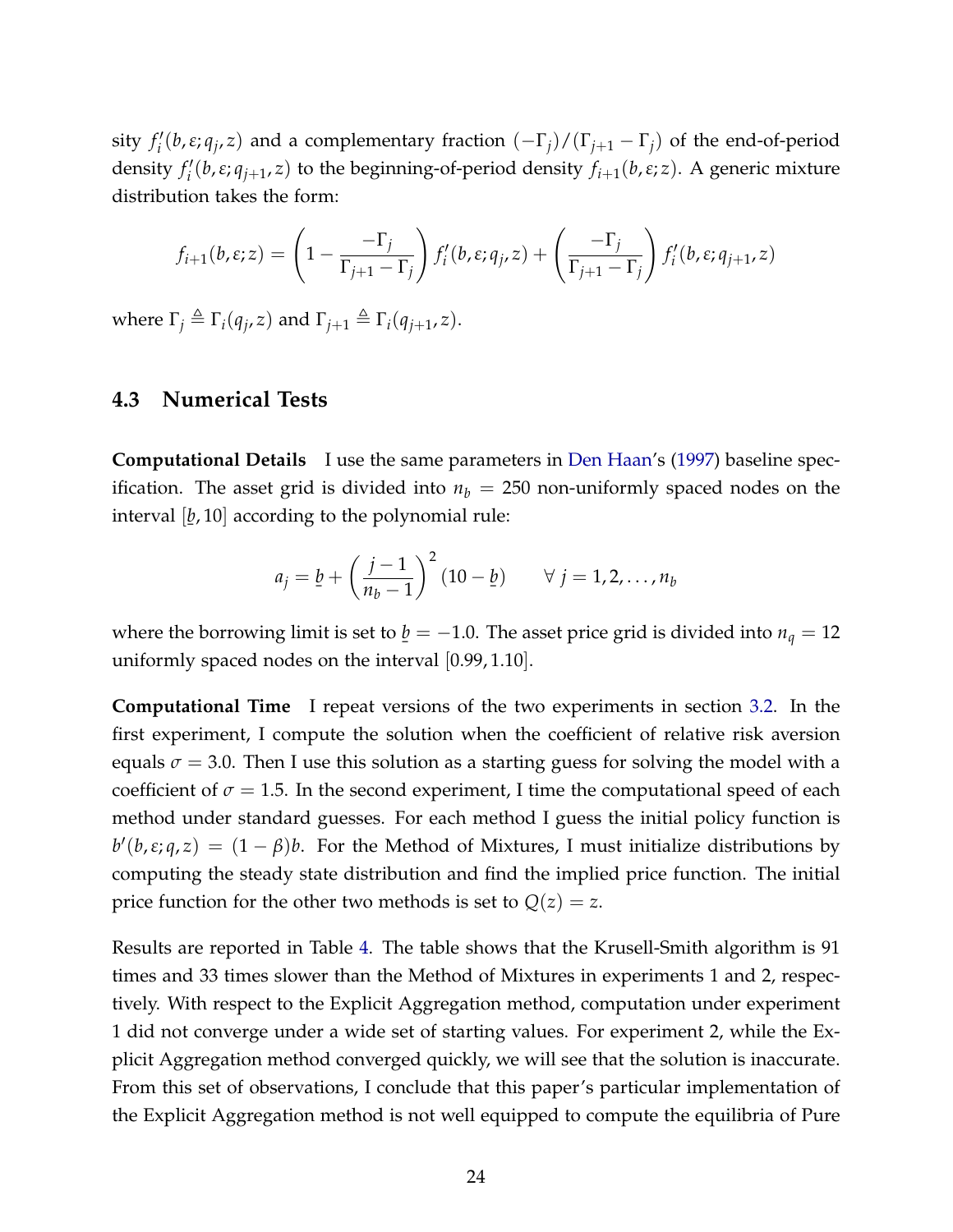sity $f'_i(b, \varepsilon; q_j, z)$ and a complementary fraction $(-\Gamma_j)/(\Gamma_{j+1} - \Gamma_j)$ of the end-of-period density $f'_i(b, \varepsilon; q_{j+1}, z)$ to the beginning-of-period density $f_{i+1}(b, \varepsilon; z)$. A generic mixture distribution takes the form:

$$f_{i+1}(b, \varepsilon; z) = \left(1 - \frac{-\Gamma_j}{\Gamma_{j+1} - \Gamma_j}\right) f'_i(b, \varepsilon; q_j, z) + \left(\frac{-\Gamma_j}{\Gamma_{j+1} - \Gamma_j}\right) f'_i(b, \varepsilon; q_{j+1}, z)$$

where $\Gamma_j \triangleq \Gamma_i(q_j, z)$ and $\Gamma_{j+1} \triangleq \Gamma_i(q_{j+1}, z)$.

## 4.3 Numerical Tests

**Computational Details** I use the same parameters in Den Haan's (1997) baseline specification. The asset grid is divided into $n_b = 250$ non-uniformly spaced nodes on the interval $[\underline{b}, 10]$ according to the polynomial rule:

$$a_j = \underline{b} + \left(\frac{j-1}{n_b - 1}\right)^2 (10 - \underline{b}) \qquad \forall\, j = 1, 2, \ldots, n_b$$

where the borrowing limit is set to $\underline{b} = -1.0$. The asset price grid is divided into $n_q = 12$ uniformly spaced nodes on the interval $[0.99, 1.10]$.

**Computational Time** I repeat versions of the two experiments in section 3.2. In the first experiment, I compute the solution when the coefficient of relative risk aversion equals $\sigma = 3.0$. Then I use this solution as a starting guess for solving the model with a coefficient of $\sigma = 1.5$. In the second experiment, I time the computational speed of each method under standard guesses. For each method I guess the initial policy function is $b'(b, \varepsilon; q, z) = (1 - \beta)b$. For the Method of Mixtures, I must initialize distributions by computing the steady state distribution and find the implied price function. The initial price function for the other two methods is set to $Q(z) = z$.

Results are reported in Table 4. The table shows that the Krusell-Smith algorithm is 91 times and 33 times slower than the Method of Mixtures in experiments 1 and 2, respectively. With respect to the Explicit Aggregation method, computation under experiment 1 did not converge under a wide set of starting values. For experiment 2, while the Explicit Aggregation method converged quickly, we will see that the solution is inaccurate. From this set of observations, I conclude that this paper's particular implementation of the Explicit Aggregation method is not well equipped to compute the equilibria of Pure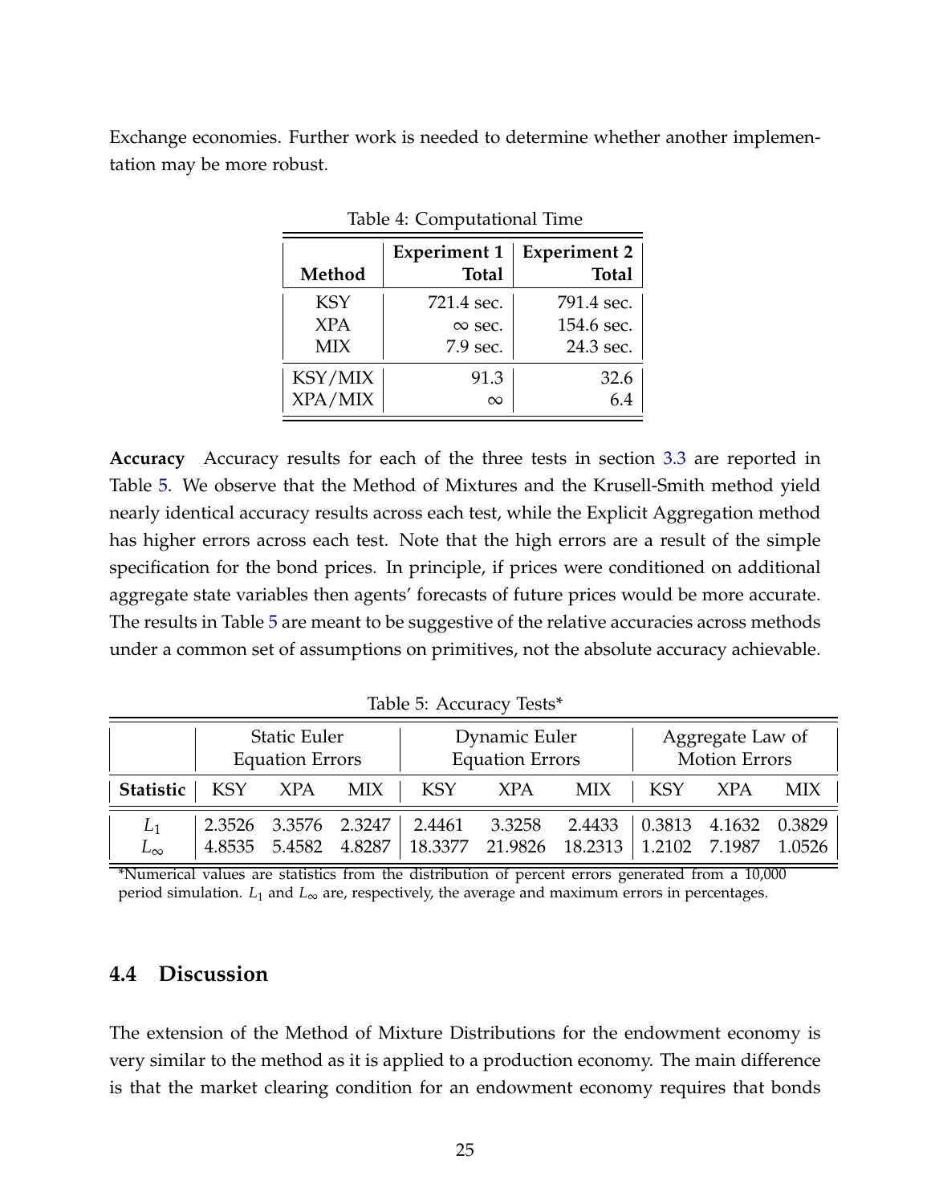Exchange economies. Further work is needed to determine whether another implementation may be more robust.

Table 4: Computational Time

| Method | Experiment 1 Total | Experiment 2 Total |
|---|---|---|
| KSY | 721.4 sec. | 791.4 sec. |
| XPA | $\infty$ sec. | 154.6 sec. |
| MIX | 7.9 sec. | 24.3 sec. |
| KSY/MIX | 91.3 | 32.6 |
| XPA/MIX | $\infty$ | 6.4 |

**Accuracy** Accuracy results for each of the three tests in section 3.3 are reported in Table 5. We observe that the Method of Mixtures and the Krusell-Smith method yield nearly identical accuracy results across each test, while the Explicit Aggregation method has higher errors across each test. Note that the high errors are a result of the simple specification for the bond prices. In principle, if prices were conditioned on additional aggregate state variables then agents' forecasts of future prices would be more accurate. The results in Table 5 are meant to be suggestive of the relative accuracies across methods under a common set of assumptions on primitives, not the absolute accuracy achievable.

Table 5: Accuracy Tests*

| | Static Euler Equation Errors | | | Dynamic Euler Equation Errors | | | Aggregate Law of Motion Errors | | |
|---|---|---|---|---|---|---|---|---|---|
| **Statistic** | KSY | XPA | MIX | KSY | XPA | MIX | KSY | XPA | MIX |
| $L_1$ | 2.3526 | 3.3576 | 2.3247 | 2.4461 | 3.3258 | 2.4433 | 0.3813 | 4.1632 | 0.3829 |
| $L_\infty$ | 4.8535 | 5.4582 | 4.8287 | 18.3377 | 21.9826 | 18.2313 | 1.2102 | 7.1987 | 1.0526 |

*Numerical values are statistics from the distribution of percent errors generated from a 10,000 period simulation. $L_1$ and $L_\infty$ are, respectively, the average and maximum errors in percentages.

## 4.4 Discussion

The extension of the Method of Mixture Distributions for the endowment economy is very similar to the method as it is applied to a production economy. The main difference is that the market clearing condition for an endowment economy requires that bonds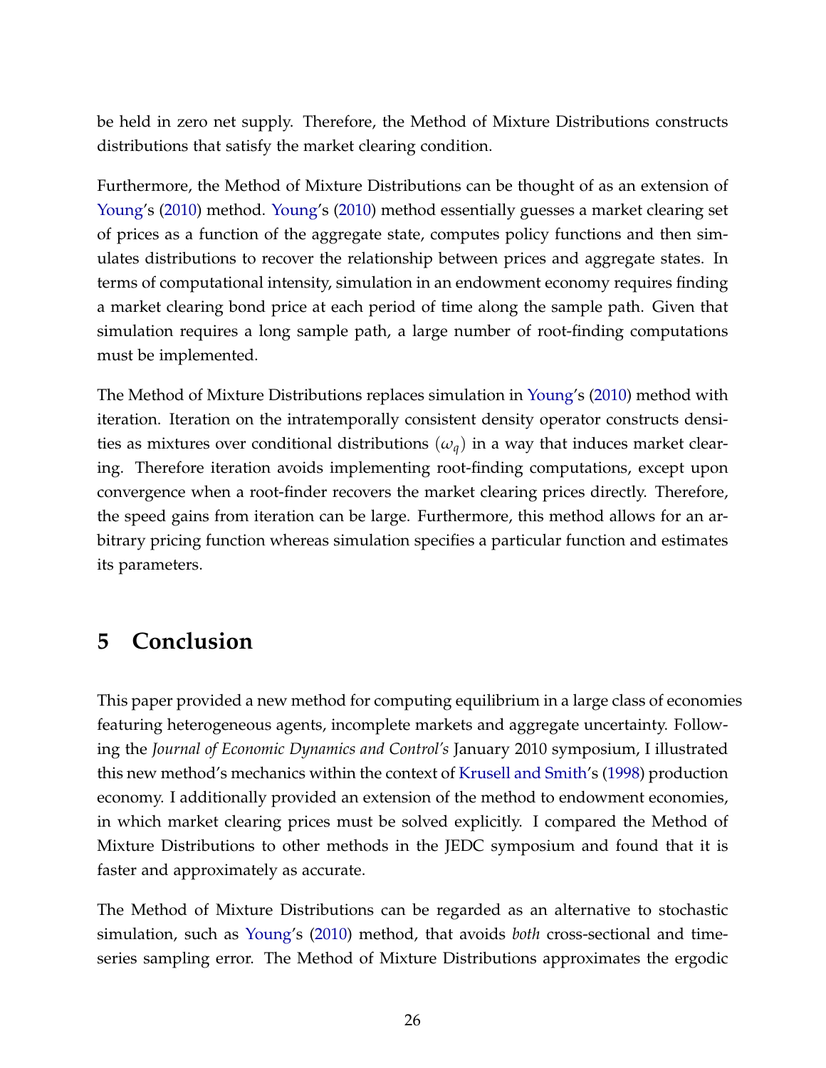be held in zero net supply. Therefore, the Method of Mixture Distributions constructs distributions that satisfy the market clearing condition.

Furthermore, the Method of Mixture Distributions can be thought of as an extension of Young's (2010) method. Young's (2010) method essentially guesses a market clearing set of prices as a function of the aggregate state, computes policy functions and then simulates distributions to recover the relationship between prices and aggregate states. In terms of computational intensity, simulation in an endowment economy requires finding a market clearing bond price at each period of time along the sample path. Given that simulation requires a long sample path, a large number of root-finding computations must be implemented.

The Method of Mixture Distributions replaces simulation in Young's (2010) method with iteration. Iteration on the intratemporally consistent density operator constructs densities as mixtures over conditional distributions $(\omega_q)$ in a way that induces market clearing. Therefore iteration avoids implementing root-finding computations, except upon convergence when a root-finder recovers the market clearing prices directly. Therefore, the speed gains from iteration can be large. Furthermore, this method allows for an arbitrary pricing function whereas simulation specifies a particular function and estimates its parameters.

# 5 Conclusion

This paper provided a new method for computing equilibrium in a large class of economies featuring heterogeneous agents, incomplete markets and aggregate uncertainty. Following the *Journal of Economic Dynamics and Control's* January 2010 symposium, I illustrated this new method's mechanics within the context of Krusell and Smith's (1998) production economy. I additionally provided an extension of the method to endowment economies, in which market clearing prices must be solved explicitly. I compared the Method of Mixture Distributions to other methods in the JEDC symposium and found that it is faster and approximately as accurate.

The Method of Mixture Distributions can be regarded as an alternative to stochastic simulation, such as Young's (2010) method, that avoids *both* cross-sectional and time-series sampling error. The Method of Mixture Distributions approximates the ergodic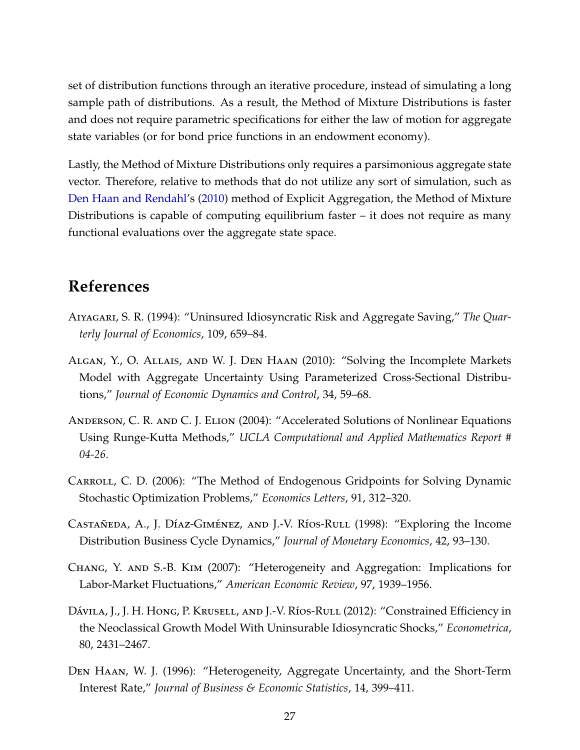set of distribution functions through an iterative procedure, instead of simulating a long sample path of distributions. As a result, the Method of Mixture Distributions is faster and does not require parametric specifications for either the law of motion for aggregate state variables (or for bond price functions in an endowment economy).

Lastly, the Method of Mixture Distributions only requires a parsimonious aggregate state vector. Therefore, relative to methods that do not utilize any sort of simulation, such as Den Haan and Rendahl's (2010) method of Explicit Aggregation, the Method of Mixture Distributions is capable of computing equilibrium faster – it does not require as many functional evaluations over the aggregate state space.

## References

Aiyagari, S. R. (1994): "Uninsured Idiosyncratic Risk and Aggregate Saving," *The Quarterly Journal of Economics*, 109, 659–84.

Algan, Y., O. Allais, and W. J. Den Haan (2010): "Solving the Incomplete Markets Model with Aggregate Uncertainty Using Parameterized Cross-Sectional Distributions," *Journal of Economic Dynamics and Control*, 34, 59–68.

Anderson, C. R. and C. J. Elion (2004): "Accelerated Solutions of Nonlinear Equations Using Runge-Kutta Methods," *UCLA Computational and Applied Mathematics Report # 04-26*.

Carroll, C. D. (2006): "The Method of Endogenous Gridpoints for Solving Dynamic Stochastic Optimization Problems," *Economics Letters*, 91, 312–320.

Castañeda, A., J. Díaz-Giménez, and J.-V. Ríos-Rull (1998): "Exploring the Income Distribution Business Cycle Dynamics," *Journal of Monetary Economics*, 42, 93–130.

Chang, Y. and S.-B. Kim (2007): "Heterogeneity and Aggregation: Implications for Labor-Market Fluctuations," *American Economic Review*, 97, 1939–1956.

Dávila, J., J. H. Hong, P. Krusell, and J.-V. Ríos-Rull (2012): "Constrained Efficiency in the Neoclassical Growth Model With Uninsurable Idiosyncratic Shocks," *Econometrica*, 80, 2431–2467.

Den Haan, W. J. (1996): "Heterogeneity, Aggregate Uncertainty, and the Short-Term Interest Rate," *Journal of Business & Economic Statistics*, 14, 399–411.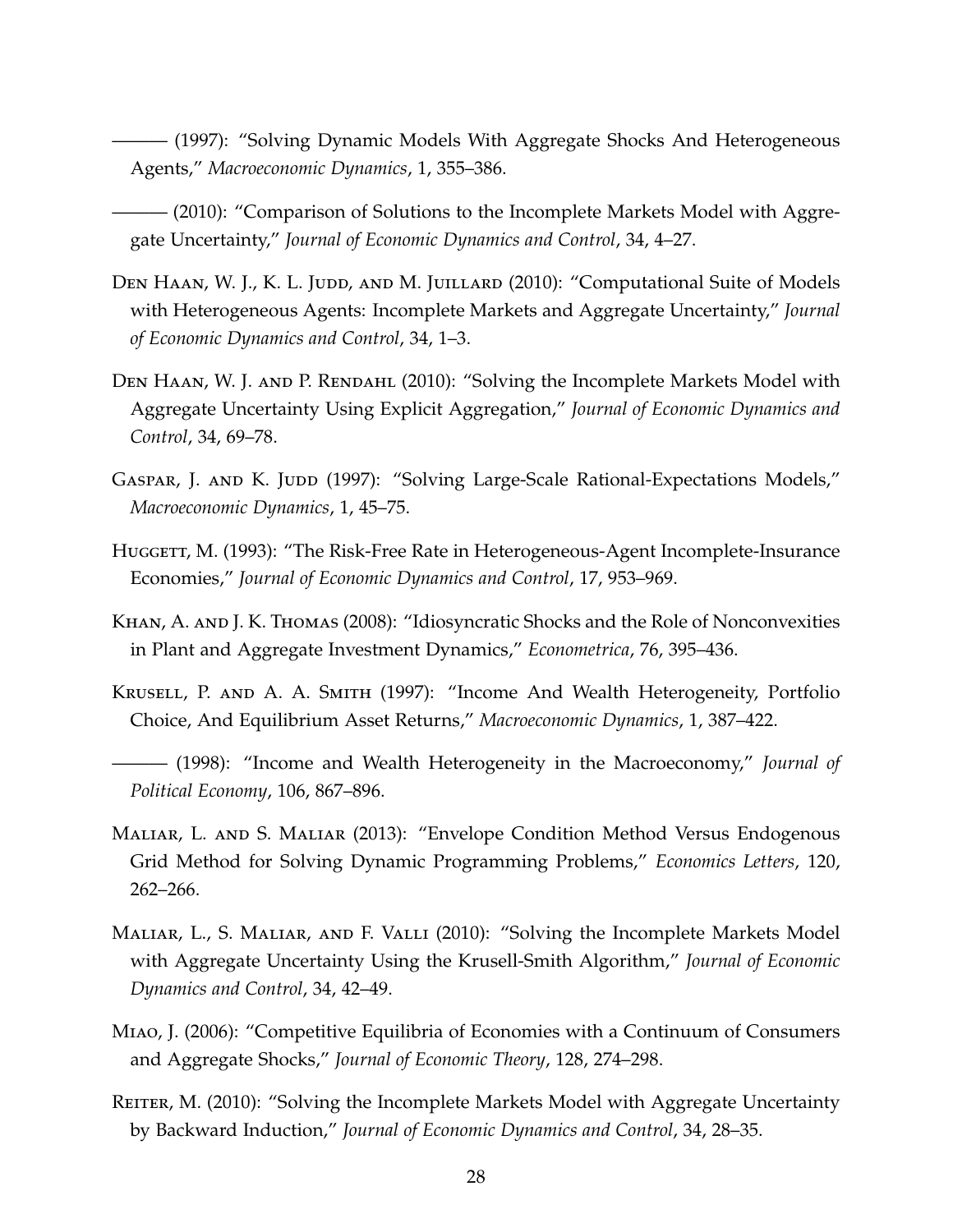——— (1997): "Solving Dynamic Models With Aggregate Shocks And Heterogeneous Agents," *Macroeconomic Dynamics*, 1, 355–386.

——— (2010): "Comparison of Solutions to the Incomplete Markets Model with Aggregate Uncertainty," *Journal of Economic Dynamics and Control*, 34, 4–27.

Den Haan, W. J., K. L. Judd, and M. Juillard (2010): "Computational Suite of Models with Heterogeneous Agents: Incomplete Markets and Aggregate Uncertainty," *Journal of Economic Dynamics and Control*, 34, 1–3.

Den Haan, W. J. and P. Rendahl (2010): "Solving the Incomplete Markets Model with Aggregate Uncertainty Using Explicit Aggregation," *Journal of Economic Dynamics and Control*, 34, 69–78.

Gaspar, J. and K. Judd (1997): "Solving Large-Scale Rational-Expectations Models," *Macroeconomic Dynamics*, 1, 45–75.

Huggett, M. (1993): "The Risk-Free Rate in Heterogeneous-Agent Incomplete-Insurance Economies," *Journal of Economic Dynamics and Control*, 17, 953–969.

Khan, A. and J. K. Thomas (2008): "Idiosyncratic Shocks and the Role of Nonconvexities in Plant and Aggregate Investment Dynamics," *Econometrica*, 76, 395–436.

Krusell, P. and A. A. Smith (1997): "Income And Wealth Heterogeneity, Portfolio Choice, And Equilibrium Asset Returns," *Macroeconomic Dynamics*, 1, 387–422.

——— (1998): "Income and Wealth Heterogeneity in the Macroeconomy," *Journal of Political Economy*, 106, 867–896.

Maliar, L. and S. Maliar (2013): "Envelope Condition Method Versus Endogenous Grid Method for Solving Dynamic Programming Problems," *Economics Letters*, 120, 262–266.

Maliar, L., S. Maliar, and F. Valli (2010): "Solving the Incomplete Markets Model with Aggregate Uncertainty Using the Krusell-Smith Algorithm," *Journal of Economic Dynamics and Control*, 34, 42–49.

Miao, J. (2006): "Competitive Equilibria of Economies with a Continuum of Consumers and Aggregate Shocks," *Journal of Economic Theory*, 128, 274–298.

Reiter, M. (2010): "Solving the Incomplete Markets Model with Aggregate Uncertainty by Backward Induction," *Journal of Economic Dynamics and Control*, 34, 28–35.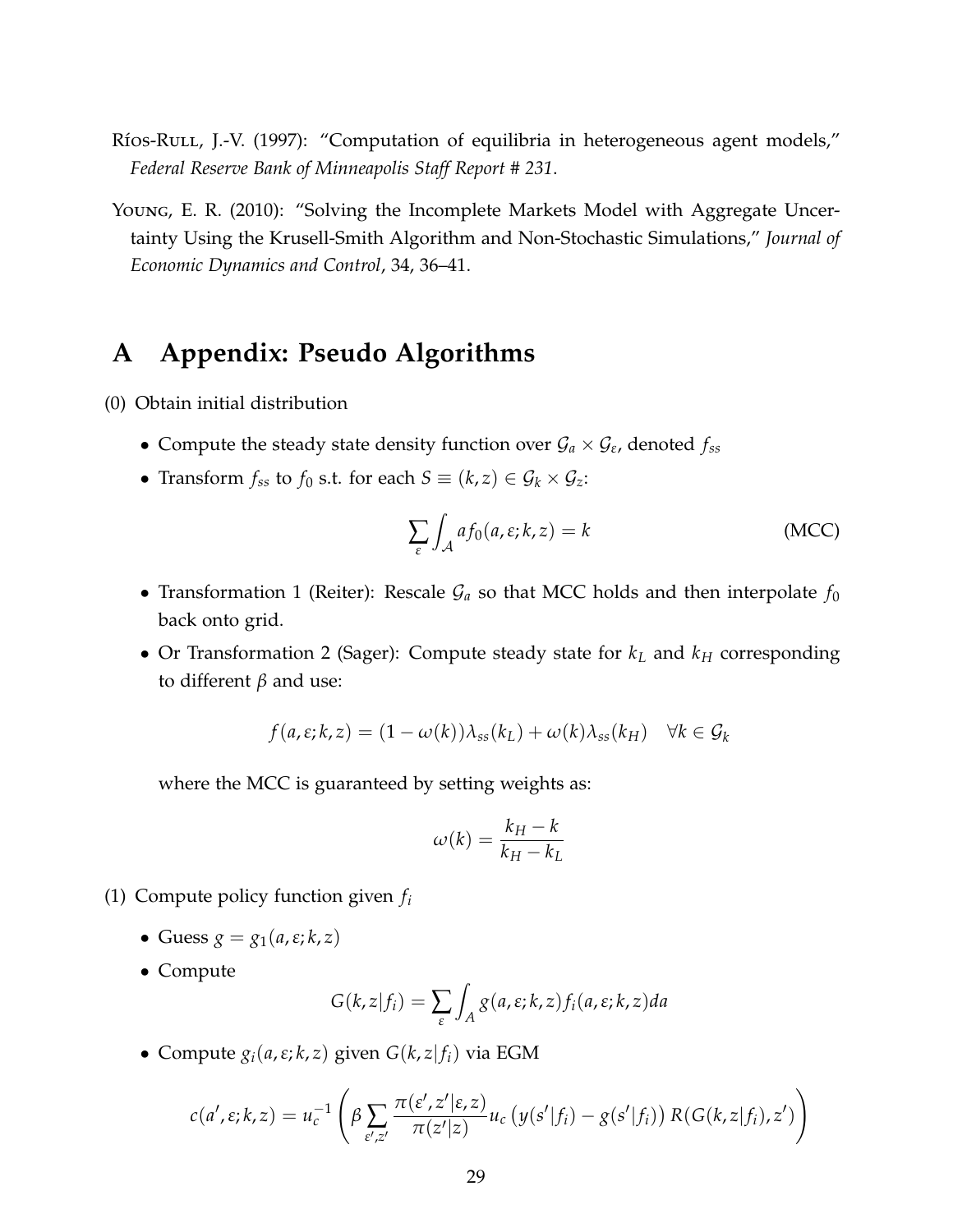Ríos-Rull, J.-V. (1997): "Computation of equilibria in heterogeneous agent models," *Federal Reserve Bank of Minneapolis Staff Report # 231*.

Young, E. R. (2010): "Solving the Incomplete Markets Model with Aggregate Uncertainty Using the Krusell-Smith Algorithm and Non-Stochastic Simulations," *Journal of Economic Dynamics and Control*, 34, 36–41.

# A Appendix: Pseudo Algorithms

(0) Obtain initial distribution

- Compute the steady state density function over $\mathcal{G}_a \times \mathcal{G}_\varepsilon$, denoted $f_{ss}$
- Transform $f_{ss}$ to $f_0$ s.t. for each $S \equiv (k, z) \in \mathcal{G}_k \times \mathcal{G}_z$:

$$\sum_{\varepsilon} \int_{\mathcal{A}} a f_0(a, \varepsilon; k, z) = k \tag{MCC}$$

- Transformation 1 (Reiter): Rescale $\mathcal{G}_a$ so that MCC holds and then interpolate $f_0$ back onto grid.
- Or Transformation 2 (Sager): Compute steady state for $k_L$ and $k_H$ corresponding to different $\beta$ and use:

$$f(a, \varepsilon; k, z) = (1 - \omega(k))\lambda_{ss}(k_L) + \omega(k)\lambda_{ss}(k_H) \quad \forall k \in \mathcal{G}_k$$

where the MCC is guaranteed by setting weights as:

$$\omega(k) = \frac{k_H - k}{k_H - k_L}$$

(1) Compute policy function given $f_i$

- Guess $g = g_1(a, \varepsilon; k, z)$
- Compute

$$G(k, z | f_i) = \sum_{\varepsilon} \int_{A} g(a, \varepsilon; k, z) f_i(a, \varepsilon; k, z) da$$

- Compute $g_i(a, \varepsilon; k, z)$ given $G(k, z|f_i)$ via EGM

$$c(a', \varepsilon; k, z) = u_c^{-1}\left(\beta \sum_{\varepsilon', z'} \frac{\pi(\varepsilon', z'|\varepsilon, z)}{\pi(z'|z)} u_c\left(y(s'|f_i) - g(s'|f_i)\right) R(G(k, z|f_i), z')\right)$$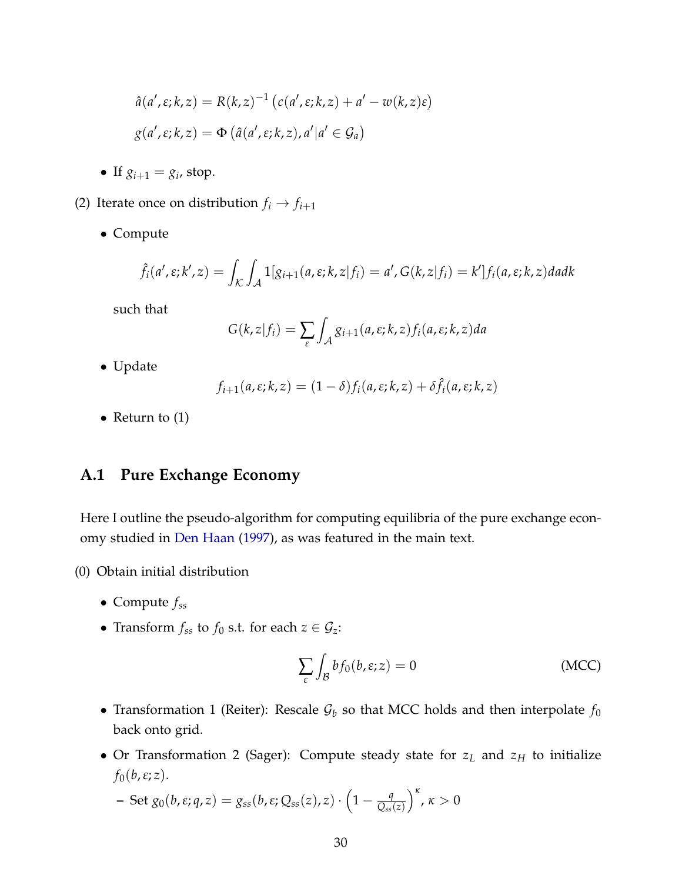$$\hat{a}(a', \varepsilon; k, z) = R(k,z)^{-1}\left(c(a', \varepsilon; k, z) + a' - w(k,z)\varepsilon\right)$$

$$g(a', \varepsilon; k, z) = \Phi\left(\hat{a}(a', \varepsilon; k, z), a' | a' \in \mathcal{G}_a\right)$$

- If $g_{i+1} = g_i$, stop.

(2) Iterate once on distribution $f_i \to f_{i+1}$

- Compute

$$\hat{f}_i(a', \varepsilon; k', z) = \int_{\mathcal{K}} \int_{\mathcal{A}} 1[g_{i+1}(a, \varepsilon; k, z | f_i) = a', G(k, z | f_i) = k'] f_i(a, \varepsilon; k, z) da dk$$

such that

$$G(k, z | f_i) = \sum_{\varepsilon} \int_{\mathcal{A}} g_{i+1}(a, \varepsilon; k, z) f_i(a, \varepsilon; k, z) da$$

- Update

$$f_{i+1}(a, \varepsilon; k, z) = (1 - \delta) f_i(a, \varepsilon; k, z) + \delta \hat{f}_i(a, \varepsilon; k, z)$$

- Return to (1)

## A.1 Pure Exchange Economy

Here I outline the pseudo-algorithm for computing equilibria of the pure exchange economy studied in Den Haan (1997), as was featured in the main text.

(0) Obtain initial distribution

- Compute $f_{ss}$
- Transform $f_{ss}$ to $f_0$ s.t. for each $z \in \mathcal{G}_z$:

$$\sum_{\varepsilon} \int_{\mathcal{B}} b f_0(b, \varepsilon; z) = 0 \qquad \text{(MCC)}$$

- Transformation 1 (Reiter): Rescale $\mathcal{G}_b$ so that MCC holds and then interpolate $f_0$ back onto grid.
- Or Transformation 2 (Sager): Compute steady state for $z_L$ and $z_H$ to initialize $f_0(b, \varepsilon; z)$.
  - Set $g_0(b, \varepsilon; q, z) = g_{ss}(b, \varepsilon; Q_{ss}(z), z) \cdot \left(1 - \frac{q}{Q_{ss}(z)}\right)^{\kappa}$, $\kappa > 0$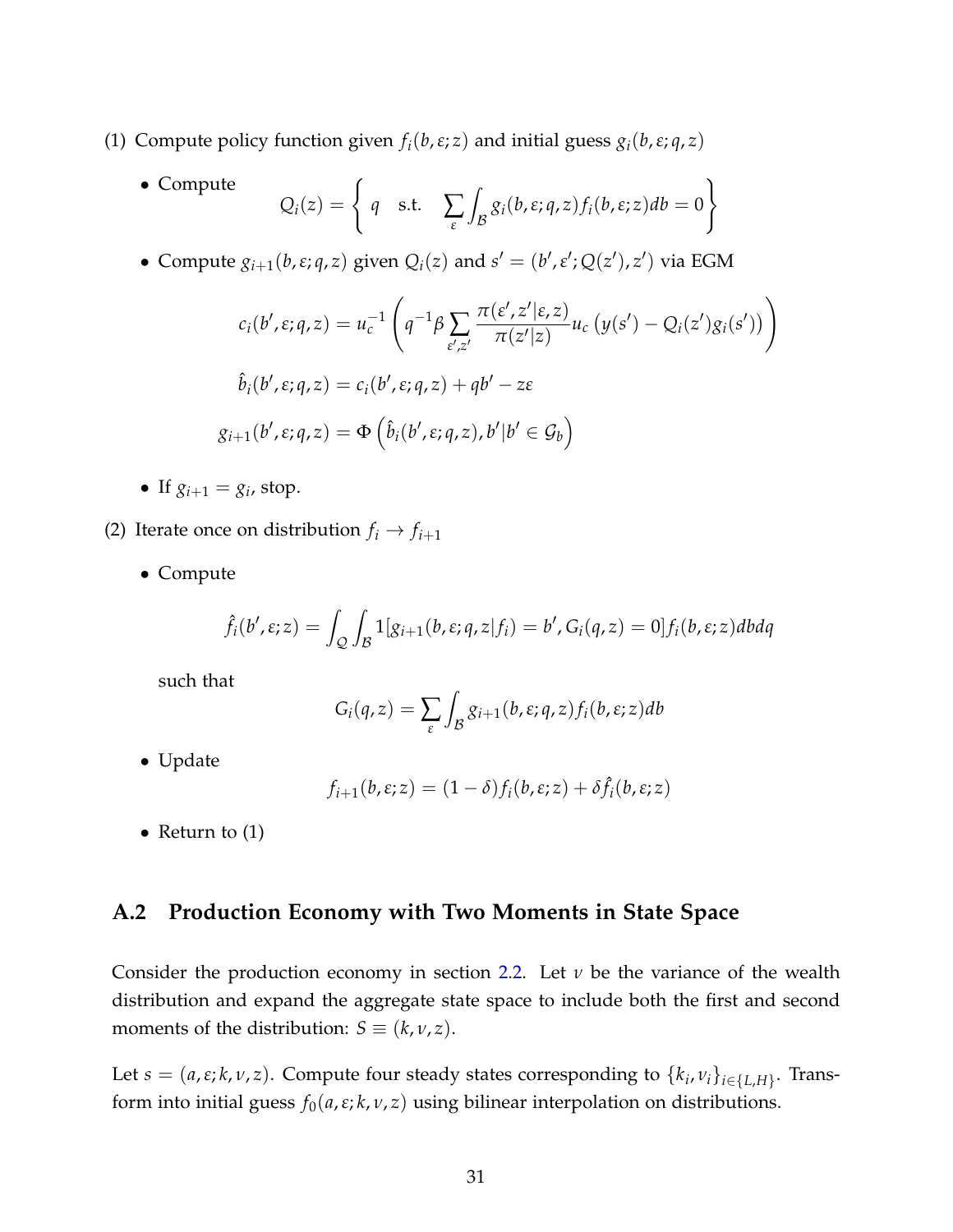(1) Compute policy function given $f_i(b, \varepsilon; z)$ and initial guess $g_i(b, \varepsilon; q, z)$

- Compute
$$Q_i(z) = \left\{ q \quad \text{s.t.} \quad \sum_{\varepsilon} \int_{\mathcal{B}} g_i(b, \varepsilon; q, z) f_i(b, \varepsilon; z) db = 0 \right\}$$

- Compute $g_{i+1}(b, \varepsilon; q, z)$ given $Q_i(z)$ and $s' = (b', \varepsilon'; Q(z'), z')$ via EGM

$$c_i(b', \varepsilon; q, z) = u_c^{-1} \left( q^{-1} \beta \sum_{\varepsilon', z'} \frac{\pi(\varepsilon', z' | \varepsilon, z)}{\pi(z'|z)} u_c \left( y(s') - Q_i(z') g_i(s') \right) \right)$$

$$\hat{b}_i(b', \varepsilon; q, z) = c_i(b', \varepsilon; q, z) + q b' - z\varepsilon$$

$$g_{i+1}(b', \varepsilon; q, z) = \Phi \left( \hat{b}_i(b', \varepsilon; q, z), b' | b' \in \mathcal{G}_b \right)$$

- If $g_{i+1} = g_i$, stop.

(2) Iterate once on distribution $f_i \to f_{i+1}$

- Compute

$$\hat{f}_i(b', \varepsilon; z) = \int_{\mathcal{Q}} \int_{\mathcal{B}} 1[g_{i+1}(b, \varepsilon; q, z | f_i) = b', G_i(q, z) = 0] f_i(b, \varepsilon; z) db dq$$

such that

$$G_i(q, z) = \sum_{\varepsilon} \int_{\mathcal{B}} g_{i+1}(b, \varepsilon; q, z) f_i(b, \varepsilon; z) db$$

- Update

$$f_{i+1}(b, \varepsilon; z) = (1 - \delta) f_i(b, \varepsilon; z) + \delta \hat{f}_i(b, \varepsilon; z)$$

- Return to (1)

## A.2 Production Economy with Two Moments in State Space

Consider the production economy in section 2.2. Let $\nu$ be the variance of the wealth distribution and expand the aggregate state space to include both the first and second moments of the distribution: $S \equiv (k, \nu, z)$.

Let $s = (a, \varepsilon; k, \nu, z)$. Compute four steady states corresponding to $\{k_i, \nu_i\}_{i \in \{L, H\}}$. Transform into initial guess $f_0(a, \varepsilon; k, \nu, z)$ using bilinear interpolation on distributions.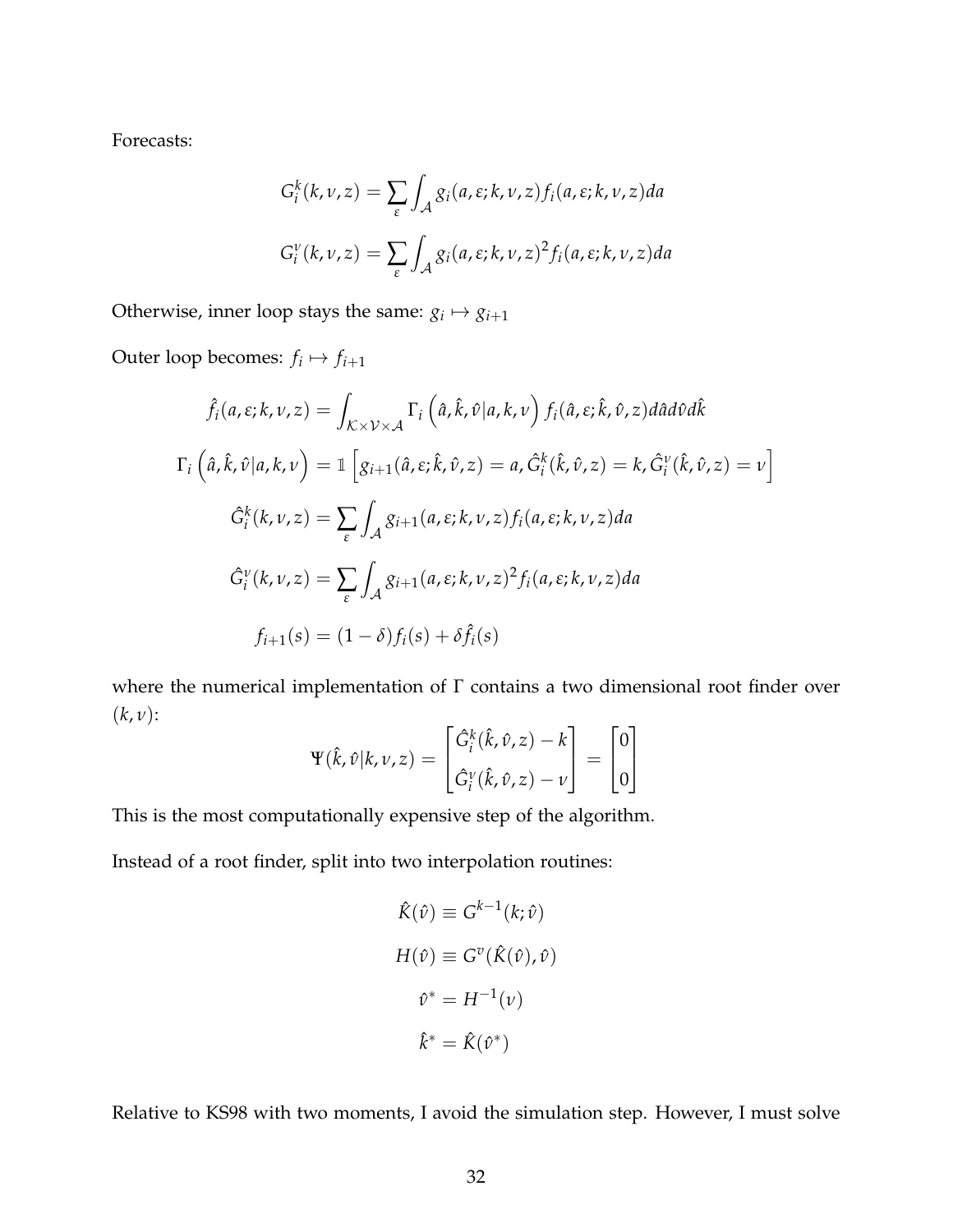Forecasts:

$$G_i^k(k,\nu,z) = \sum_{\varepsilon} \int_{\mathcal{A}} g_i(a,\varepsilon;k,\nu,z) f_i(a,\varepsilon;k,\nu,z) da$$

$$G_i^\nu(k,\nu,z) = \sum_{\varepsilon} \int_{\mathcal{A}} g_i(a,\varepsilon;k,\nu,z)^2 f_i(a,\varepsilon;k,\nu,z) da$$

Otherwise, inner loop stays the same: $g_i \mapsto g_{i+1}$

Outer loop becomes: $f_i \mapsto f_{i+1}$

$$\hat{f}_i(a,\varepsilon;k,\nu,z) = \int_{\mathcal{K}\times\mathcal{V}\times\mathcal{A}} \Gamma_i\left(\hat{a},\hat{k},\hat{\nu}|a,k,\nu\right) f_i(\hat{a},\varepsilon;\hat{k},\hat{\nu},z) d\hat{a} d\hat{\nu} d\hat{k}$$

$$\Gamma_i\left(\hat{a},\hat{k},\hat{\nu}|a,k,\nu\right) = \mathbb{1}\left[g_{i+1}(\hat{a},\varepsilon;\hat{k},\hat{\nu},z) = a, \hat{G}_i^k(\hat{k},\hat{\nu},z) = k, \hat{G}_i^\nu(\hat{k},\hat{\nu},z) = \nu\right]$$

$$\hat{G}_i^k(k,\nu,z) = \sum_{\varepsilon} \int_{\mathcal{A}} g_{i+1}(a,\varepsilon;k,\nu,z) f_i(a,\varepsilon;k,\nu,z) da$$

$$\hat{G}_i^\nu(k,\nu,z) = \sum_{\varepsilon} \int_{\mathcal{A}} g_{i+1}(a,\varepsilon;k,\nu,z)^2 f_i(a,\varepsilon;k,\nu,z) da$$

$$f_{i+1}(s) = (1-\delta) f_i(s) + \delta \hat{f}_i(s)$$

where the numerical implementation of $\Gamma$ contains a two dimensional root finder over $(k,\nu)$:

$$\Psi(\hat{k},\hat{\nu}|k,\nu,z) = \begin{bmatrix} \hat{G}_i^k(\hat{k},\hat{\nu},z) - k \\ \hat{G}_i^\nu(\hat{k},\hat{\nu},z) - \nu \end{bmatrix} = \begin{bmatrix} 0 \\ 0 \end{bmatrix}$$

This is the most computationally expensive step of the algorithm.

Instead of a root finder, split into two interpolation routines:

$$\hat{K}(\hat{\nu}) \equiv G^{k-1}(k;\hat{\nu})$$

$$H(\hat{\nu}) \equiv G^v(\hat{K}(\hat{\nu}),\hat{\nu})$$

$$\hat{\nu}^* = H^{-1}(\nu)$$

$$\hat{k}^* = \hat{K}(\hat{\nu}^*)$$

Relative to KS98 with two moments, I avoid the simulation step. However, I must solve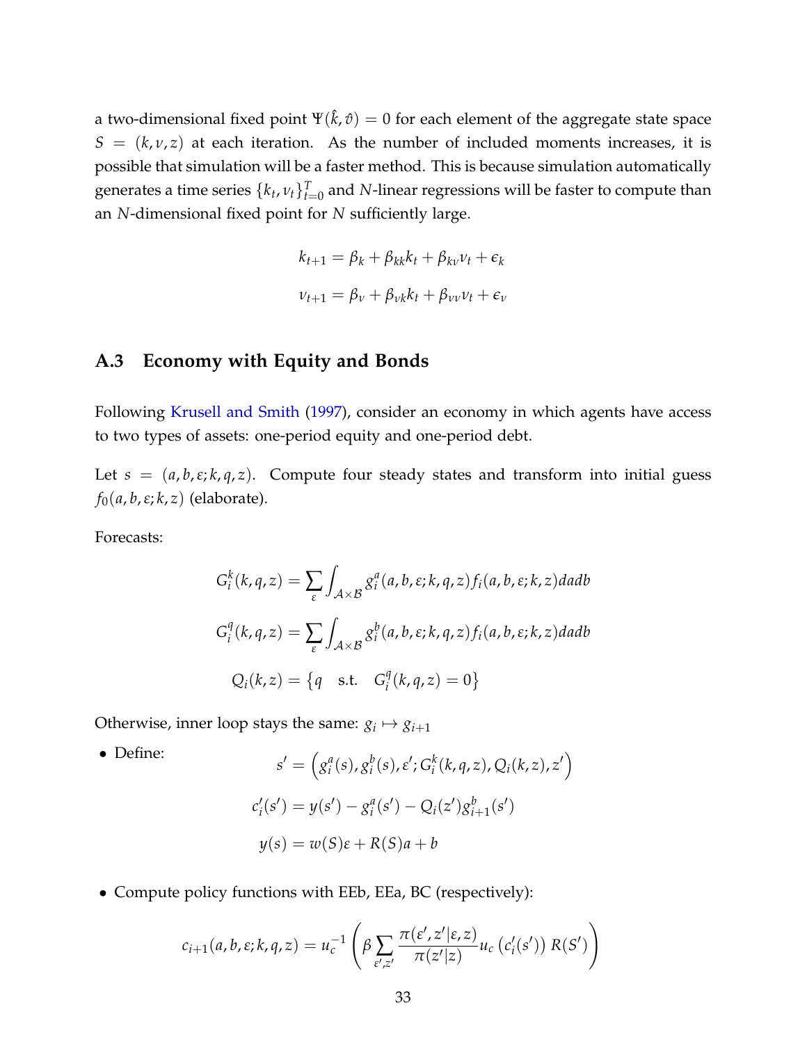a two-dimensional fixed point $\Psi(\hat{k}, \hat{v}) = 0$ for each element of the aggregate state space $S = (k, \nu, z)$ at each iteration. As the number of included moments increases, it is possible that simulation will be a faster method. This is because simulation automatically generates a time series $\{k_t, \nu_t\}_{t=0}^T$ and $N$-linear regressions will be faster to compute than an $N$-dimensional fixed point for $N$ sufficiently large.

$$k_{t+1} = \beta_k + \beta_{kk} k_t + \beta_{k\nu} \nu_t + \epsilon_k$$

$$\nu_{t+1} = \beta_\nu + \beta_{\nu k} k_t + \beta_{\nu\nu} \nu_t + \epsilon_\nu$$

## A.3 Economy with Equity and Bonds

Following Krusell and Smith (1997), consider an economy in which agents have access to two types of assets: one-period equity and one-period debt.

Let $s = (a, b, \varepsilon; k, q, z)$. Compute four steady states and transform into initial guess $f_0(a, b, \varepsilon; k, z)$ (elaborate).

Forecasts:

$$G_i^k(k, q, z) = \sum_\varepsilon \int_{\mathcal{A}\times\mathcal{B}} g_i^a(a, b, \varepsilon; k, q, z) f_i(a, b, \varepsilon; k, z) da db$$

$$G_i^q(k, q, z) = \sum_\varepsilon \int_{\mathcal{A}\times\mathcal{B}} g_i^b(a, b, \varepsilon; k, q, z) f_i(a, b, \varepsilon; k, z) da db$$

$$Q_i(k, z) = \left\{ q \quad \text{s.t.} \quad G_i^q(k, q, z) = 0 \right\}$$

Otherwise, inner loop stays the same: $g_i \mapsto g_{i+1}$

- Define:

$$s' = \left( g_i^a(s), g_i^b(s), \varepsilon'; G_i^k(k, q, z), Q_i(k, z), z' \right)$$

$$c_i'(s') = y(s') - g_i^a(s') - Q_i(z') g_{i+1}^b(s')$$

$$y(s) = w(S)\varepsilon + R(S)a + b$$

- Compute policy functions with EEb, EEa, BC (respectively):

$$c_{i+1}(a, b, \varepsilon; k, q, z) = u_c^{-1} \left( \beta \sum_{\varepsilon', z'} \frac{\pi(\varepsilon', z' | \varepsilon, z)}{\pi(z'|z)} u_c\left(c_i'(s')\right) R(S') \right)$$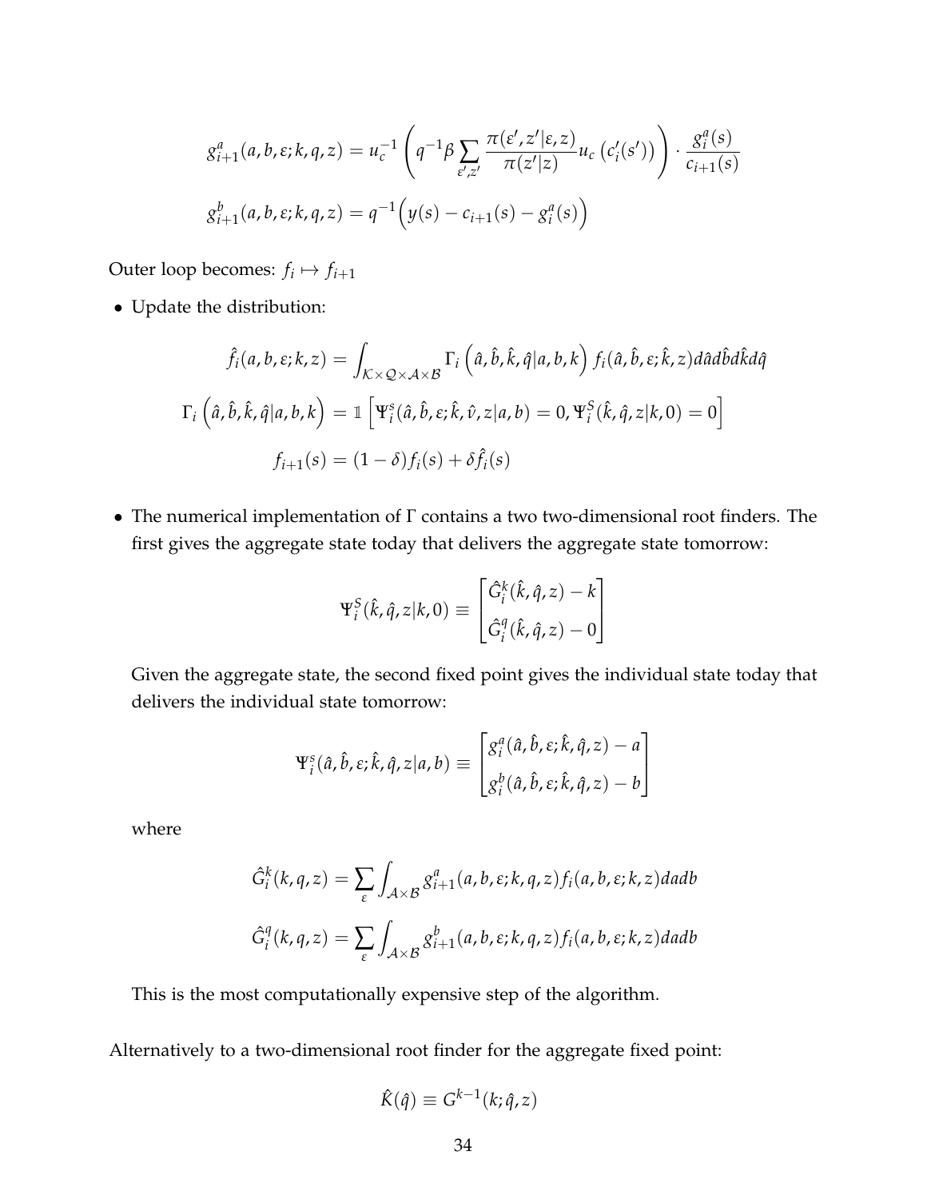$$g^a_{i+1}(a,b,\varepsilon;k,q,z) = u_c^{-1}\left(q^{-1}\beta\sum_{\varepsilon',z'}\frac{\pi(\varepsilon',z'|\varepsilon,z)}{\pi(z'|z)}u_c\left(c_i'(s')\right)\right)\cdot\frac{g^a_i(s)}{c_{i+1}(s)}$$

$$g^b_{i+1}(a,b,\varepsilon;k,q,z) = q^{-1}\Big(y(s) - c_{i+1}(s) - g^a_i(s)\Big)$$

Outer loop becomes: $f_i \mapsto f_{i+1}$

- Update the distribution:

$$\hat{f}_i(a,b,\varepsilon;k,z) = \int_{\mathcal{K}\times\mathcal{Q}\times\mathcal{A}\times\mathcal{B}}\Gamma_i\left(\hat{a},\hat{b},\hat{k},\hat{q}|a,b,k\right)f_i(\hat{a},\hat{b},\varepsilon;\hat{k},z)d\hat{a}d\hat{b}d\hat{k}d\hat{q}$$

$$\Gamma_i\left(\hat{a},\hat{b},\hat{k},\hat{q}|a,b,k\right) = \mathbb{1}\left[\Psi^s_i(\hat{a},\hat{b},\varepsilon;\hat{k},\hat{v},z|a,b)=0,\Psi^S_i(\hat{k},\hat{q},z|k,0)=0\right]$$

$$f_{i+1}(s) = (1-\delta)f_i(s) + \delta\hat{f}_i(s)$$

- The numerical implementation of $\Gamma$ contains a two two-dimensional root finders. The first gives the aggregate state today that delivers the aggregate state tomorrow:

$$\Psi^S_i(\hat{k},\hat{q},z|k,0) \equiv \begin{bmatrix}\hat{G}^k_i(\hat{k},\hat{q},z) - k\\ \hat{G}^q_i(\hat{k},\hat{q},z) - 0\end{bmatrix}$$

  Given the aggregate state, the second fixed point gives the individual state today that delivers the individual state tomorrow:

$$\Psi^s_i(\hat{a},\hat{b},\varepsilon;\hat{k},\hat{q},z|a,b) \equiv \begin{bmatrix}g^a_i(\hat{a},\hat{b},\varepsilon;\hat{k},\hat{q},z) - a\\ g^b_i(\hat{a},\hat{b},\varepsilon;\hat{k},\hat{q},z) - b\end{bmatrix}$$

  where

$$\hat{G}^k_i(k,q,z) = \sum_{\varepsilon}\int_{\mathcal{A}\times\mathcal{B}}g^a_{i+1}(a,b,\varepsilon;k,q,z)f_i(a,b,\varepsilon;k,z)dadb$$

$$\hat{G}^q_i(k,q,z) = \sum_{\varepsilon}\int_{\mathcal{A}\times\mathcal{B}}g^b_{i+1}(a,b,\varepsilon;k,q,z)f_i(a,b,\varepsilon;k,z)dadb$$

  This is the most computationally expensive step of the algorithm.

Alternatively to a two-dimensional root finder for the aggregate fixed point:

$$\hat{K}(\hat{q}) \equiv G^{k-1}(k;\hat{q},z)$$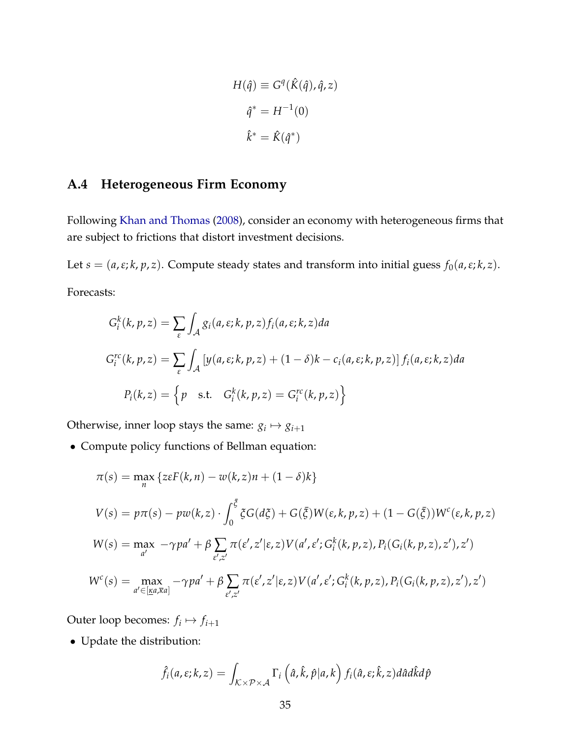$$H(\hat{q}) \equiv G^q(\hat{K}(\hat{q}), \hat{q}, z)$$

$$\hat{q}^* = H^{-1}(0)$$

$$\hat{k}^* = \hat{K}(\hat{q}^*)$$

## A.4 Heterogeneous Firm Economy

Following Khan and Thomas (2008), consider an economy with heterogeneous firms that are subject to frictions that distort investment decisions.

Let $s = (a, \varepsilon; k, p, z)$. Compute steady states and transform into initial guess $f_0(a, \varepsilon; k, z)$.

Forecasts:

$$G_i^k(k, p, z) = \sum_{\varepsilon} \int_{\mathcal{A}} g_i(a, \varepsilon; k, p, z) f_i(a, \varepsilon; k, z) da$$

$$G_i^{rc}(k, p, z) = \sum_{\varepsilon} \int_{\mathcal{A}} \left[ y(a, \varepsilon; k, p, z) + (1 - \delta)k - c_i(a, \varepsilon; k, p, z) \right] f_i(a, \varepsilon; k, z) da$$

$$P_i(k, z) = \left\{ p \quad \text{s.t.} \quad G_i^k(k, p, z) = G_i^{rc}(k, p, z) \right\}$$

Otherwise, inner loop stays the same: $g_i \mapsto g_{i+1}$

- Compute policy functions of Bellman equation:

$$\pi(s) = \max_n \left\{ z\varepsilon F(k, n) - w(k, z)n + (1 - \delta)k \right\}$$

$$V(s) = p\pi(s) - pw(k, z) \cdot \int_0^{\bar{\xi}} \xi G(d\xi) + G(\bar{\xi}) W(\varepsilon, k, p, z) + (1 - G(\bar{\xi})) W^c(\varepsilon, k, p, z)$$

$$W(s) = \max_{a'} \; -\gamma p a' + \beta \sum_{\varepsilon', z'} \pi(\varepsilon', z' | \varepsilon, z) V(a', \varepsilon'; G_i^k(k, p, z), P_i(G_i(k, p, z), z'), z')$$

$$W^c(s) = \max_{a' \in [\underline{\kappa} a, \overline{\kappa} a]} -\gamma p a' + \beta \sum_{\varepsilon', z'} \pi(\varepsilon', z' | \varepsilon, z) V(a', \varepsilon'; G_i^k(k, p, z), P_i(G_i(k, p, z), z'), z')$$

Outer loop becomes: $f_i \mapsto f_{i+1}$

- Update the distribution:

$$\hat{f}_i(a, \varepsilon; k, z) = \int_{\mathcal{K} \times \mathcal{P} \times \mathcal{A}} \Gamma_i \left( \hat{a}, \hat{k}, \hat{p} | a, k \right) f_i(\hat{a}, \varepsilon; \hat{k}, z) d\hat{a} d\hat{k} d\hat{p}$$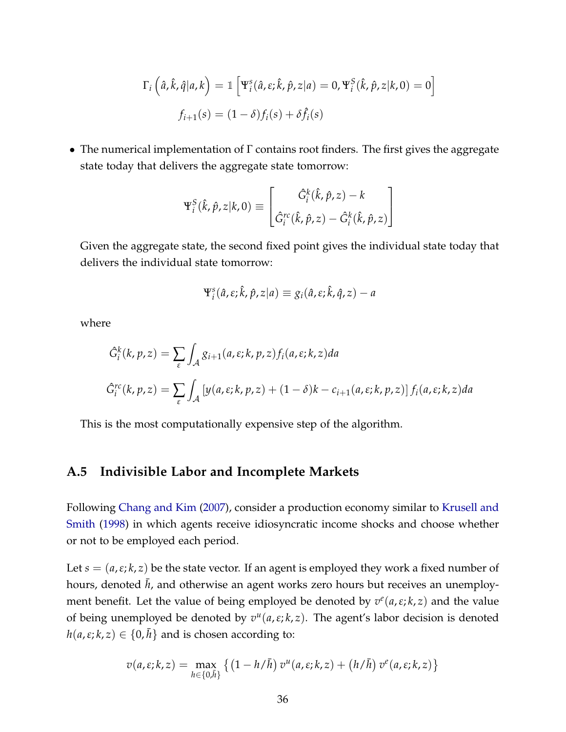$$\Gamma_i\left(\hat{a}, \hat{k}, \hat{q} | a, k\right) = \mathbb{1}\left[\Psi_i^s(\hat{a}, \varepsilon; \hat{k}, \hat{p}, z|a) = 0, \Psi_i^S(\hat{k}, \hat{p}, z|k, 0) = 0\right]$$

$$f_{i+1}(s) = (1-\delta) f_i(s) + \delta \hat{f}_i(s)$$

- The numerical implementation of $\Gamma$ contains root finders. The first gives the aggregate state today that delivers the aggregate state tomorrow:

$$\Psi_i^S(\hat{k}, \hat{p}, z|k, 0) \equiv \begin{bmatrix} \hat{G}_i^k(\hat{k}, \hat{p}, z) - k \\ \hat{G}_i^{rc}(\hat{k}, \hat{p}, z) - \hat{G}_i^k(\hat{k}, \hat{p}, z) \end{bmatrix}$$

Given the aggregate state, the second fixed point gives the individual state today that delivers the individual state tomorrow:

$$\Psi_i^s(\hat{a}, \varepsilon; \hat{k}, \hat{p}, z|a) \equiv g_i(\hat{a}, \varepsilon; \hat{k}, \hat{q}, z) - a$$

where

$$\hat{G}_i^k(k, p, z) = \sum_{\varepsilon} \int_{\mathcal{A}} g_{i+1}(a, \varepsilon; k, p, z) f_i(a, \varepsilon; k, z) da$$

$$\hat{G}_i^{rc}(k, p, z) = \sum_{\varepsilon} \int_{\mathcal{A}} \left[y(a, \varepsilon; k, p, z) + (1-\delta)k - c_{i+1}(a, \varepsilon; k, p, z)\right] f_i(a, \varepsilon; k, z) da$$

This is the most computationally expensive step of the algorithm.

## A.5 Indivisible Labor and Incomplete Markets

Following Chang and Kim (2007), consider a production economy similar to Krusell and Smith (1998) in which agents receive idiosyncratic income shocks and choose whether or not to be employed each period.

Let $s = (a, \varepsilon; k, z)$ be the state vector. If an agent is employed they work a fixed number of hours, denoted $\bar{h}$, and otherwise an agent works zero hours but receives an unemployment benefit. Let the value of being employed be denoted by $v^e(a, \varepsilon; k, z)$ and the value of being unemployed be denoted by $v^u(a, \varepsilon; k, z)$. The agent's labor decision is denoted $h(a, \varepsilon; k, z) \in \{0, \bar{h}\}$ and is chosen according to:

$$v(a, \varepsilon; k, z) = \max_{h \in \{0, \bar{h}\}} \left\{\left(1 - h/\bar{h}\right) v^u(a, \varepsilon; k, z) + \left(h/\bar{h}\right) v^e(a, \varepsilon; k, z)\right\}$$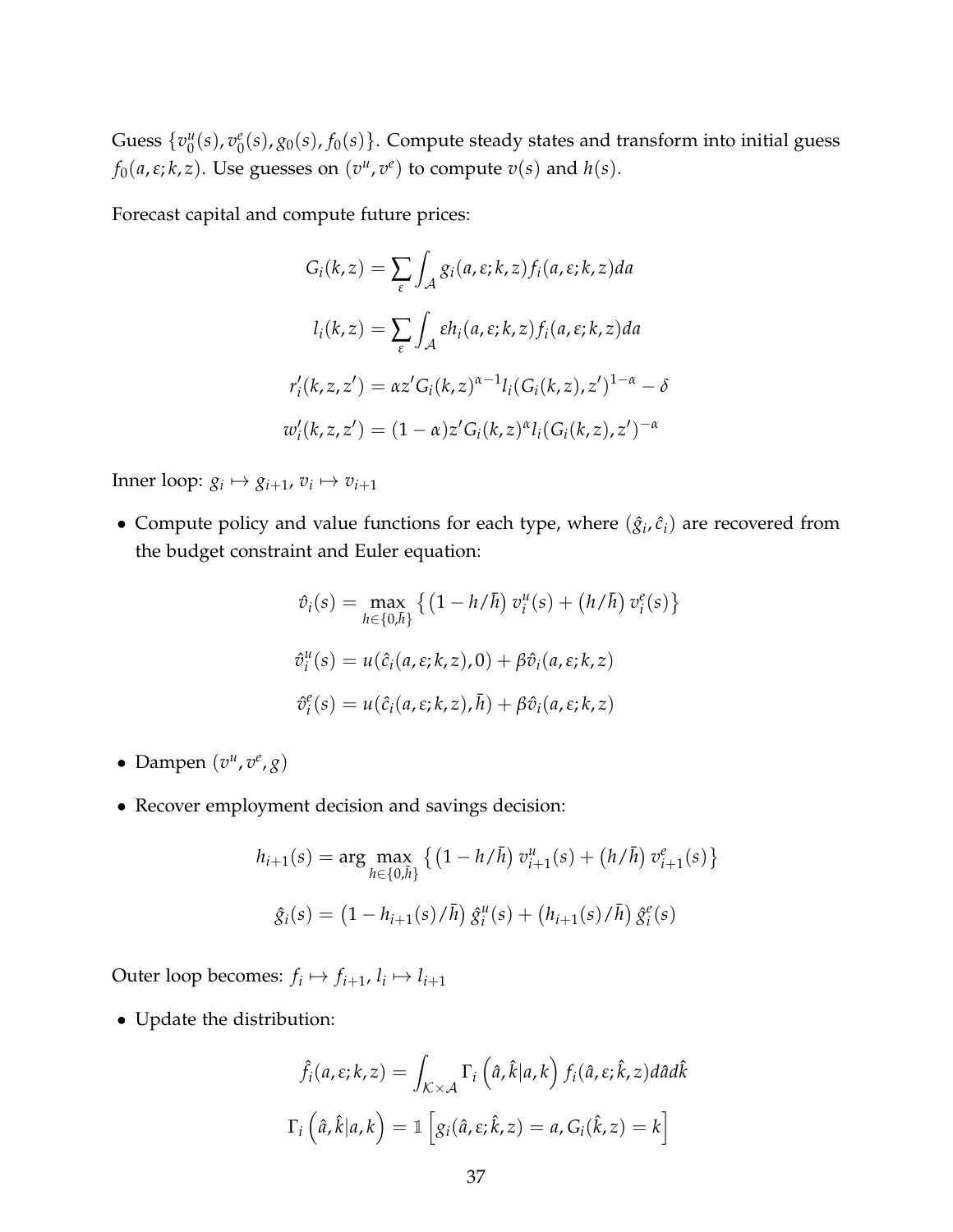Guess $\{v_0^u(s), v_0^e(s), g_0(s), f_0(s)\}$. Compute steady states and transform into initial guess $f_0(a, \varepsilon; k, z)$. Use guesses on $(v^u, v^e)$ to compute $v(s)$ and $h(s)$.

Forecast capital and compute future prices:

$$G_i(k,z) = \sum_{\varepsilon} \int_{\mathcal{A}} g_i(a, \varepsilon; k, z) f_i(a, \varepsilon; k, z) da$$

$$l_i(k,z) = \sum_{\varepsilon} \int_{\mathcal{A}} \varepsilon h_i(a, \varepsilon; k, z) f_i(a, \varepsilon; k, z) da$$

$$r_i'(k,z,z') = \alpha z' G_i(k,z)^{\alpha-1} l_i(G_i(k,z), z')^{1-\alpha} - \delta$$

$$w_i'(k,z,z') = (1-\alpha) z' G_i(k,z)^{\alpha} l_i(G_i(k,z), z')^{-\alpha}$$

Inner loop: $g_i \mapsto g_{i+1}$, $v_i \mapsto v_{i+1}$

- Compute policy and value functions for each type, where $(\hat{g}_i, \hat{c}_i)$ are recovered from the budget constraint and Euler equation:

$$\hat{v}_i(s) = \max_{h \in \{0, \bar{h}\}} \left\{ \left(1 - h/\bar{h}\right) v_i^u(s) + \left(h/\bar{h}\right) v_i^e(s) \right\}$$

$$\hat{v}_i^u(s) = u(\hat{c}_i(a, \varepsilon; k, z), 0) + \beta \hat{v}_i(a, \varepsilon; k, z)$$

$$\hat{v}_i^e(s) = u(\hat{c}_i(a, \varepsilon; k, z), \bar{h}) + \beta \hat{v}_i(a, \varepsilon; k, z)$$

- Dampen $(v^u, v^e, g)$

- Recover employment decision and savings decision:

$$h_{i+1}(s) = \arg\max_{h \in \{0, \bar{h}\}} \left\{ \left(1 - h/\bar{h}\right) v_{i+1}^u(s) + \left(h/\bar{h}\right) v_{i+1}^e(s) \right\}$$

$$\hat{g}_i(s) = \left(1 - h_{i+1}(s)/\bar{h}\right) \hat{g}_i^u(s) + \left(h_{i+1}(s)/\bar{h}\right) \hat{g}_i^e(s)$$

Outer loop becomes: $f_i \mapsto f_{i+1}$, $l_i \mapsto l_{i+1}$

- Update the distribution:

$$\hat{f}_i(a, \varepsilon; k, z) = \int_{\mathcal{K} \times \mathcal{A}} \Gamma_i\left(\hat{a}, \hat{k} | a, k\right) f_i(\hat{a}, \varepsilon; \hat{k}, z) d\hat{a} d\hat{k}$$

$$\Gamma_i\left(\hat{a}, \hat{k} | a, k\right) = \mathbb{1}\left[g_i(\hat{a}, \varepsilon; \hat{k}, z) = a, G_i(\hat{k}, z) = k\right]$$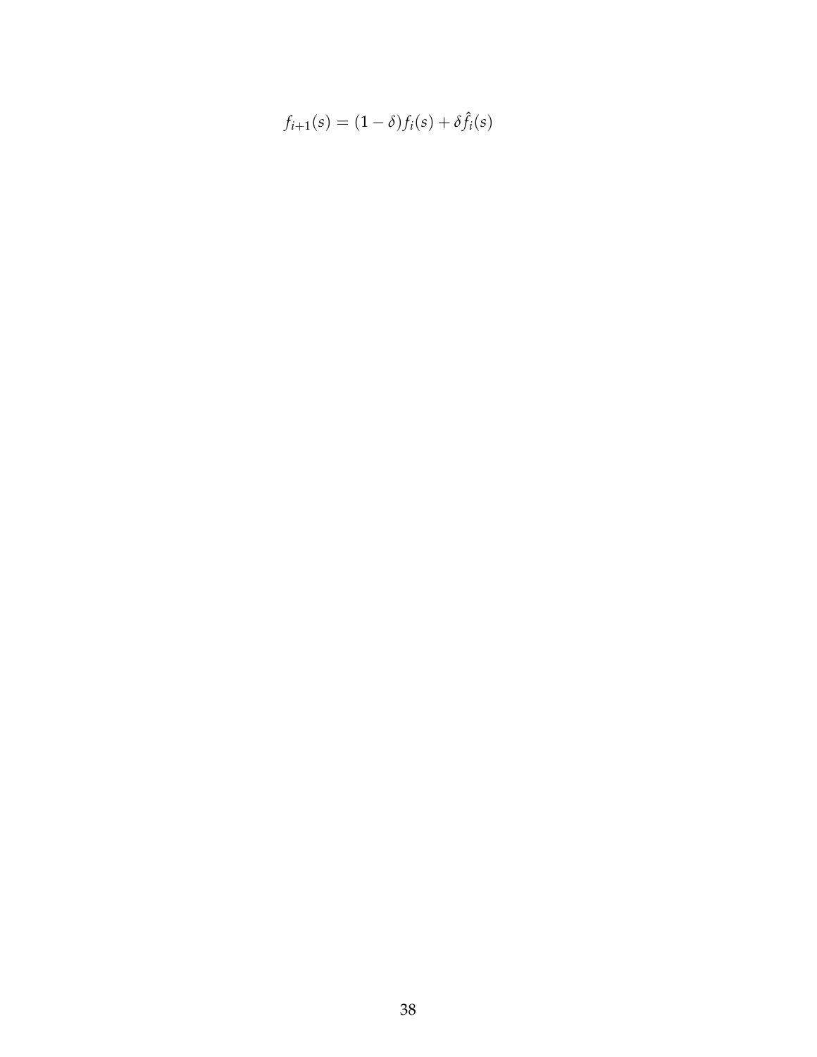$$f_{i+1}(s) = (1 - \delta) f_i(s) + \delta \hat{f}_i(s)$$